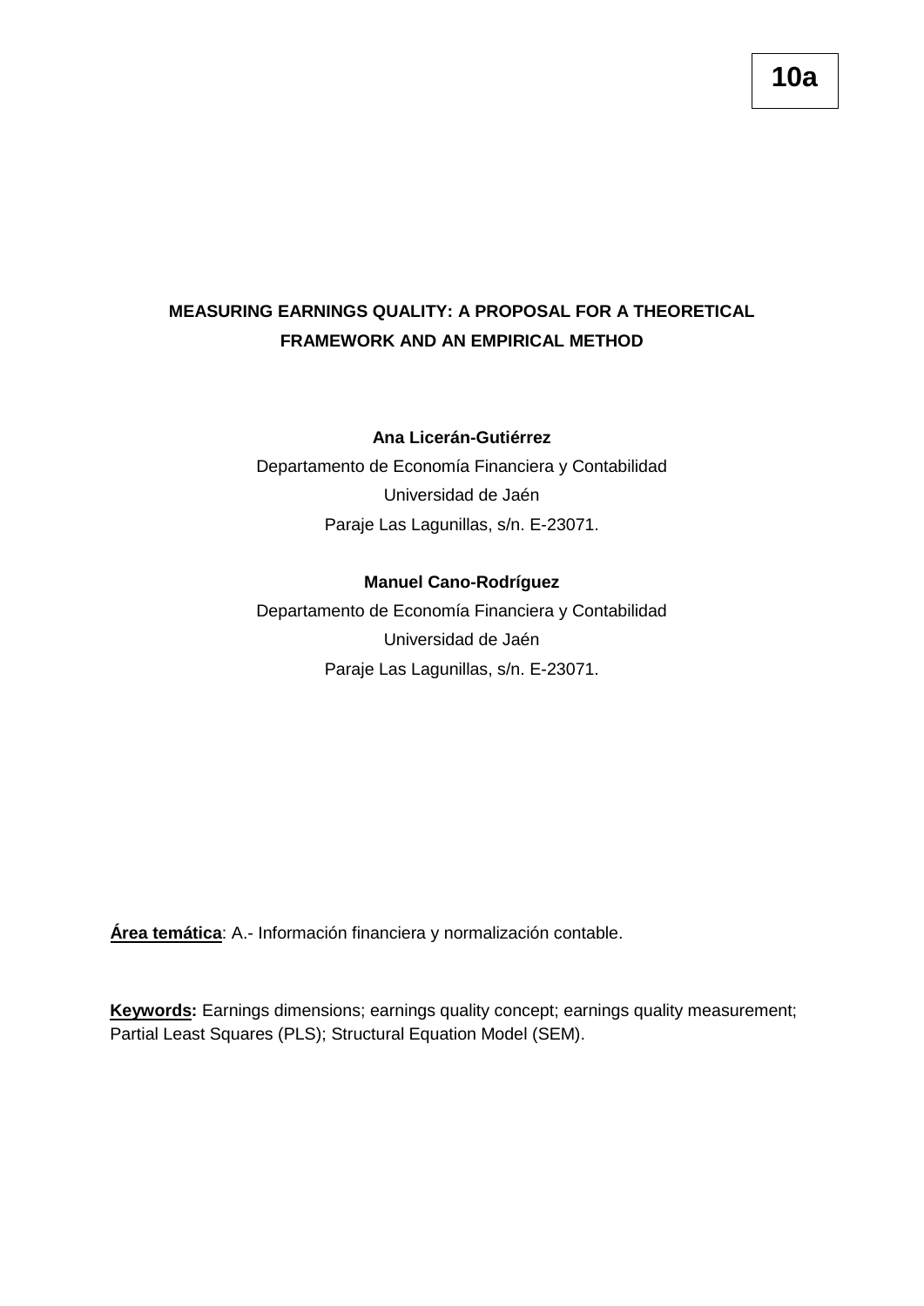**10a**

# MEASURING EARNINGS QUALITY: A PROPOSAL FOR A THEORETICAL FRAMEWORK AND AN EMPIRICAL METHOD

**Ana Licerán-Gutiérrez**
Departamento de Economía Financiera y Contabilidad
Universidad de Jaén
Paraje Las Lagunillas, s/n. E-23071.

**Manuel Cano-Rodríguez**
Departamento de Economía Financiera y Contabilidad
Universidad de Jaén
Paraje Las Lagunillas, s/n. E-23071.

**Área temática**: A.- Información financiera y normalización contable.

**Keywords:** Earnings dimensions; earnings quality concept; earnings quality measurement; Partial Least Squares (PLS); Structural Equation Model (SEM).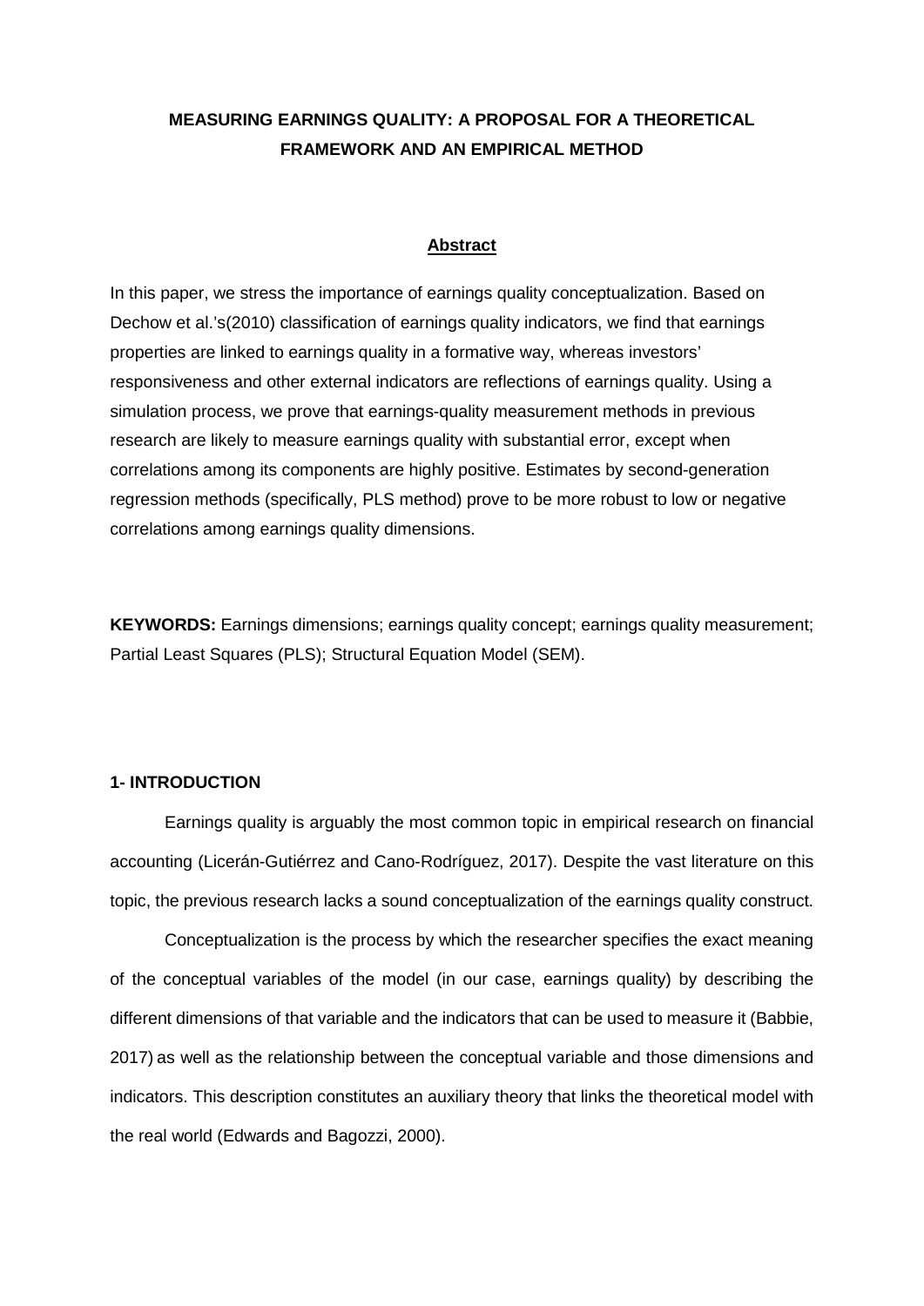**MEASURING EARNINGS QUALITY: A PROPOSAL FOR A THEORETICAL FRAMEWORK AND AN EMPIRICAL METHOD**

## Abstract

In this paper, we stress the importance of earnings quality conceptualization. Based on Dechow et al.'s(2010) classification of earnings quality indicators, we find that earnings properties are linked to earnings quality in a formative way, whereas investors' responsiveness and other external indicators are reflections of earnings quality. Using a simulation process, we prove that earnings-quality measurement methods in previous research are likely to measure earnings quality with substantial error, except when correlations among its components are highly positive. Estimates by second-generation regression methods (specifically, PLS method) prove to be more robust to low or negative correlations among earnings quality dimensions.

**KEYWORDS:** Earnings dimensions; earnings quality concept; earnings quality measurement; Partial Least Squares (PLS); Structural Equation Model (SEM).

## 1- INTRODUCTION

Earnings quality is arguably the most common topic in empirical research on financial accounting (Licerán-Gutiérrez and Cano-Rodríguez, 2017). Despite the vast literature on this topic, the previous research lacks a sound conceptualization of the earnings quality construct.

Conceptualization is the process by which the researcher specifies the exact meaning of the conceptual variables of the model (in our case, earnings quality) by describing the different dimensions of that variable and the indicators that can be used to measure it (Babbie, 2017) as well as the relationship between the conceptual variable and those dimensions and indicators. This description constitutes an auxiliary theory that links the theoretical model with the real world (Edwards and Bagozzi, 2000).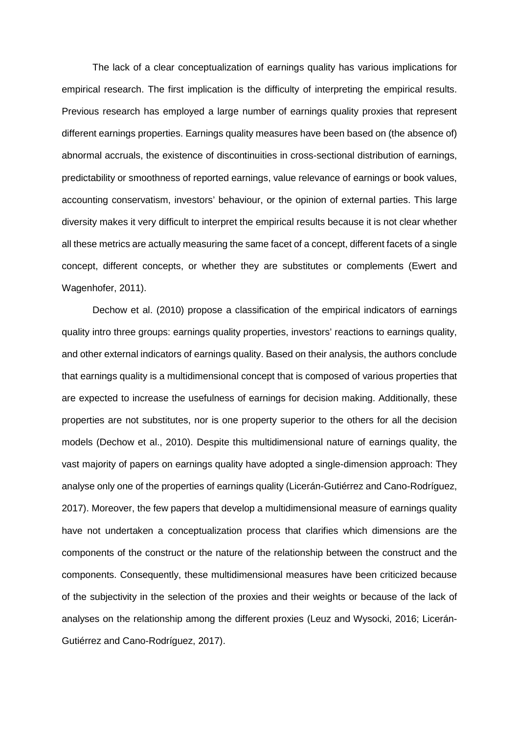The lack of a clear conceptualization of earnings quality has various implications for empirical research. The first implication is the difficulty of interpreting the empirical results. Previous research has employed a large number of earnings quality proxies that represent different earnings properties. Earnings quality measures have been based on (the absence of) abnormal accruals, the existence of discontinuities in cross-sectional distribution of earnings, predictability or smoothness of reported earnings, value relevance of earnings or book values, accounting conservatism, investors' behaviour, or the opinion of external parties. This large diversity makes it very difficult to interpret the empirical results because it is not clear whether all these metrics are actually measuring the same facet of a concept, different facets of a single concept, different concepts, or whether they are substitutes or complements (Ewert and Wagenhofer, 2011).

Dechow et al. (2010) propose a classification of the empirical indicators of earnings quality intro three groups: earnings quality properties, investors' reactions to earnings quality, and other external indicators of earnings quality. Based on their analysis, the authors conclude that earnings quality is a multidimensional concept that is composed of various properties that are expected to increase the usefulness of earnings for decision making. Additionally, these properties are not substitutes, nor is one property superior to the others for all the decision models (Dechow et al., 2010). Despite this multidimensional nature of earnings quality, the vast majority of papers on earnings quality have adopted a single-dimension approach: They analyse only one of the properties of earnings quality (Licerán-Gutiérrez and Cano-Rodríguez, 2017). Moreover, the few papers that develop a multidimensional measure of earnings quality have not undertaken a conceptualization process that clarifies which dimensions are the components of the construct or the nature of the relationship between the construct and the components. Consequently, these multidimensional measures have been criticized because of the subjectivity in the selection of the proxies and their weights or because of the lack of analyses on the relationship among the different proxies (Leuz and Wysocki, 2016; Licerán-Gutiérrez and Cano-Rodríguez, 2017).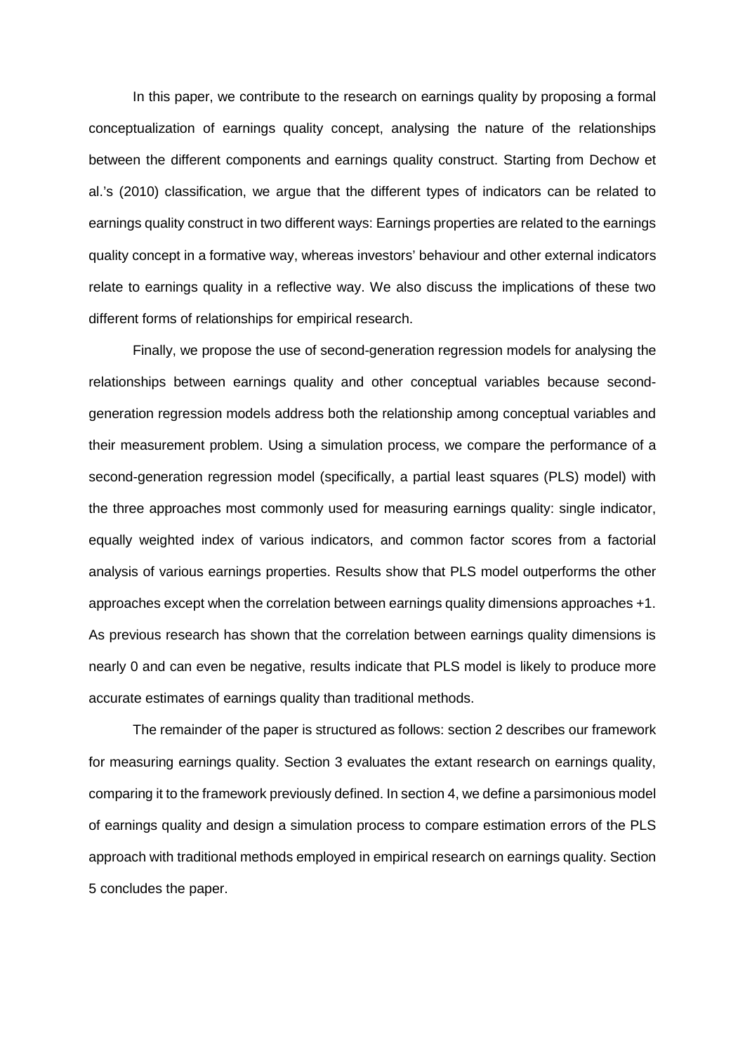In this paper, we contribute to the research on earnings quality by proposing a formal conceptualization of earnings quality concept, analysing the nature of the relationships between the different components and earnings quality construct. Starting from Dechow et al.'s (2010) classification, we argue that the different types of indicators can be related to earnings quality construct in two different ways: Earnings properties are related to the earnings quality concept in a formative way, whereas investors' behaviour and other external indicators relate to earnings quality in a reflective way. We also discuss the implications of these two different forms of relationships for empirical research.

Finally, we propose the use of second-generation regression models for analysing the relationships between earnings quality and other conceptual variables because second-generation regression models address both the relationship among conceptual variables and their measurement problem. Using a simulation process, we compare the performance of a second-generation regression model (specifically, a partial least squares (PLS) model) with the three approaches most commonly used for measuring earnings quality: single indicator, equally weighted index of various indicators, and common factor scores from a factorial analysis of various earnings properties. Results show that PLS model outperforms the other approaches except when the correlation between earnings quality dimensions approaches +1. As previous research has shown that the correlation between earnings quality dimensions is nearly 0 and can even be negative, results indicate that PLS model is likely to produce more accurate estimates of earnings quality than traditional methods.

The remainder of the paper is structured as follows: section 2 describes our framework for measuring earnings quality. Section 3 evaluates the extant research on earnings quality, comparing it to the framework previously defined. In section 4, we define a parsimonious model of earnings quality and design a simulation process to compare estimation errors of the PLS approach with traditional methods employed in empirical research on earnings quality. Section 5 concludes the paper.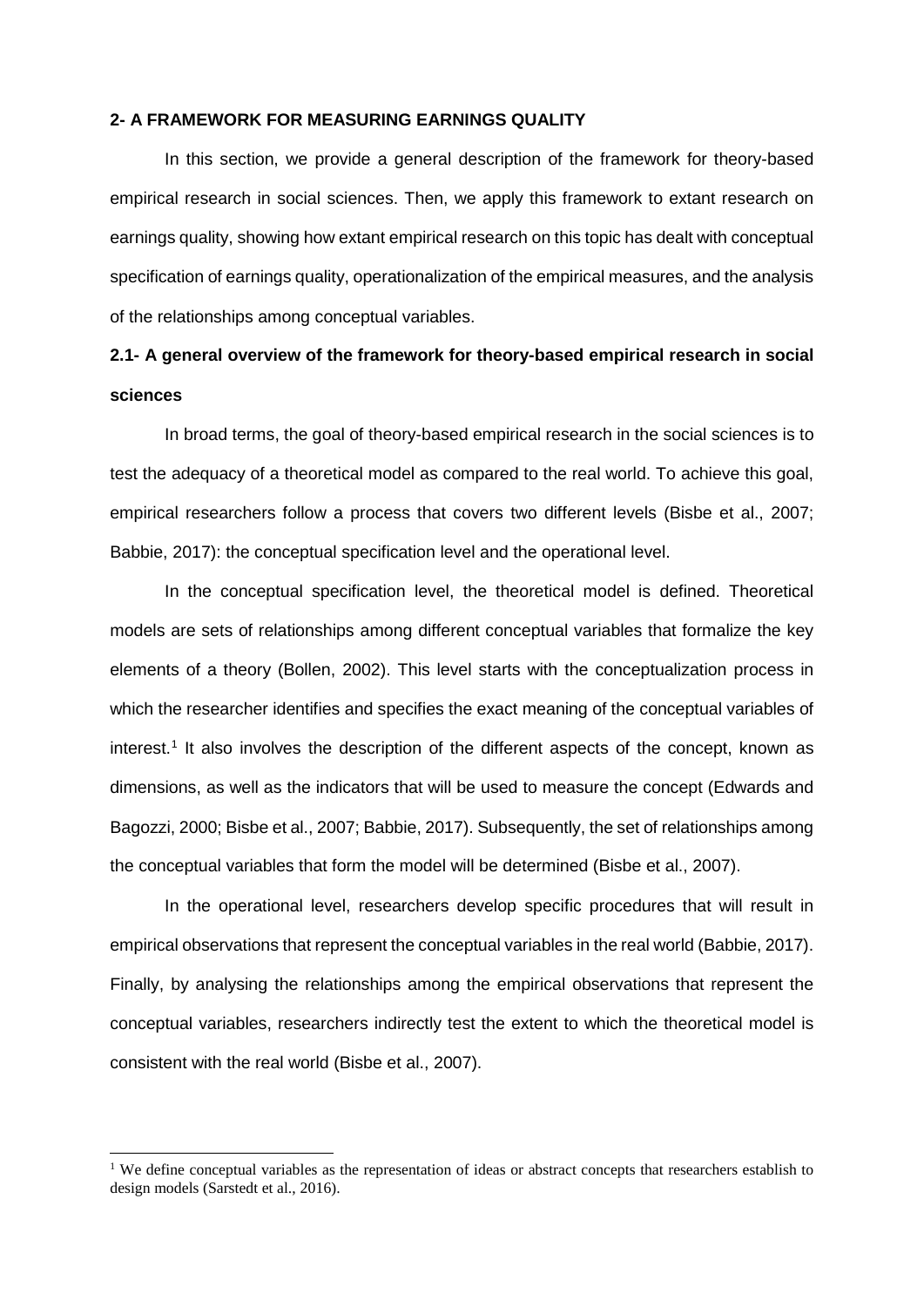## 2- A FRAMEWORK FOR MEASURING EARNINGS QUALITY

In this section, we provide a general description of the framework for theory-based empirical research in social sciences. Then, we apply this framework to extant research on earnings quality, showing how extant empirical research on this topic has dealt with conceptual specification of earnings quality, operationalization of the empirical measures, and the analysis of the relationships among conceptual variables.

### 2.1- A general overview of the framework for theory-based empirical research in social sciences

In broad terms, the goal of theory-based empirical research in the social sciences is to test the adequacy of a theoretical model as compared to the real world. To achieve this goal, empirical researchers follow a process that covers two different levels (Bisbe et al., 2007; Babbie, 2017): the conceptual specification level and the operational level.

In the conceptual specification level, the theoretical model is defined. Theoretical models are sets of relationships among different conceptual variables that formalize the key elements of a theory (Bollen, 2002). This level starts with the conceptualization process in which the researcher identifies and specifies the exact meaning of the conceptual variables of interest.[1] It also involves the description of the different aspects of the concept, known as dimensions, as well as the indicators that will be used to measure the concept (Edwards and Bagozzi, 2000; Bisbe et al., 2007; Babbie, 2017). Subsequently, the set of relationships among the conceptual variables that form the model will be determined (Bisbe et al., 2007).

In the operational level, researchers develop specific procedures that will result in empirical observations that represent the conceptual variables in the real world (Babbie, 2017). Finally, by analysing the relationships among the empirical observations that represent the conceptual variables, researchers indirectly test the extent to which the theoretical model is consistent with the real world (Bisbe et al., 2007).

[1] We define conceptual variables as the representation of ideas or abstract concepts that researchers establish to design models (Sarstedt et al., 2016).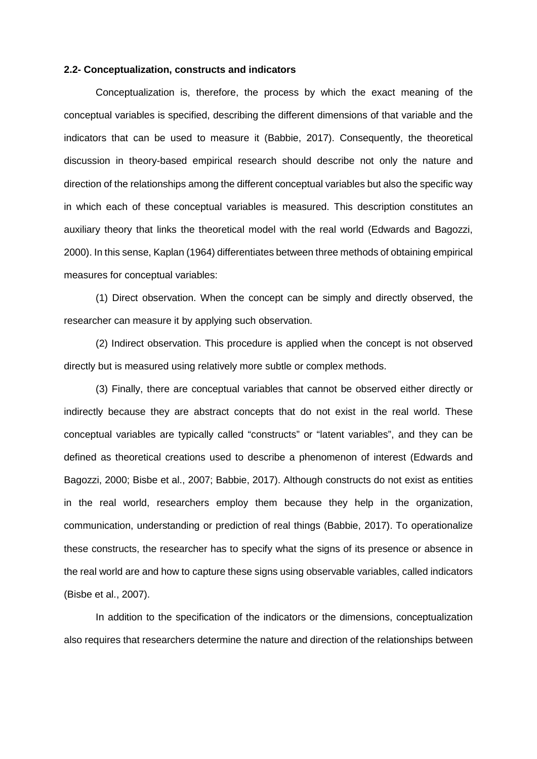### 2.2- Conceptualization, constructs and indicators

Conceptualization is, therefore, the process by which the exact meaning of the conceptual variables is specified, describing the different dimensions of that variable and the indicators that can be used to measure it (Babbie, 2017). Consequently, the theoretical discussion in theory-based empirical research should describe not only the nature and direction of the relationships among the different conceptual variables but also the specific way in which each of these conceptual variables is measured. This description constitutes an auxiliary theory that links the theoretical model with the real world (Edwards and Bagozzi, 2000). In this sense, Kaplan (1964) differentiates between three methods of obtaining empirical measures for conceptual variables:

(1) Direct observation. When the concept can be simply and directly observed, the researcher can measure it by applying such observation.

(2) Indirect observation. This procedure is applied when the concept is not observed directly but is measured using relatively more subtle or complex methods.

(3) Finally, there are conceptual variables that cannot be observed either directly or indirectly because they are abstract concepts that do not exist in the real world. These conceptual variables are typically called "constructs" or "latent variables", and they can be defined as theoretical creations used to describe a phenomenon of interest (Edwards and Bagozzi, 2000; Bisbe et al., 2007; Babbie, 2017). Although constructs do not exist as entities in the real world, researchers employ them because they help in the organization, communication, understanding or prediction of real things (Babbie, 2017). To operationalize these constructs, the researcher has to specify what the signs of its presence or absence in the real world are and how to capture these signs using observable variables, called indicators (Bisbe et al., 2007).

In addition to the specification of the indicators or the dimensions, conceptualization also requires that researchers determine the nature and direction of the relationships between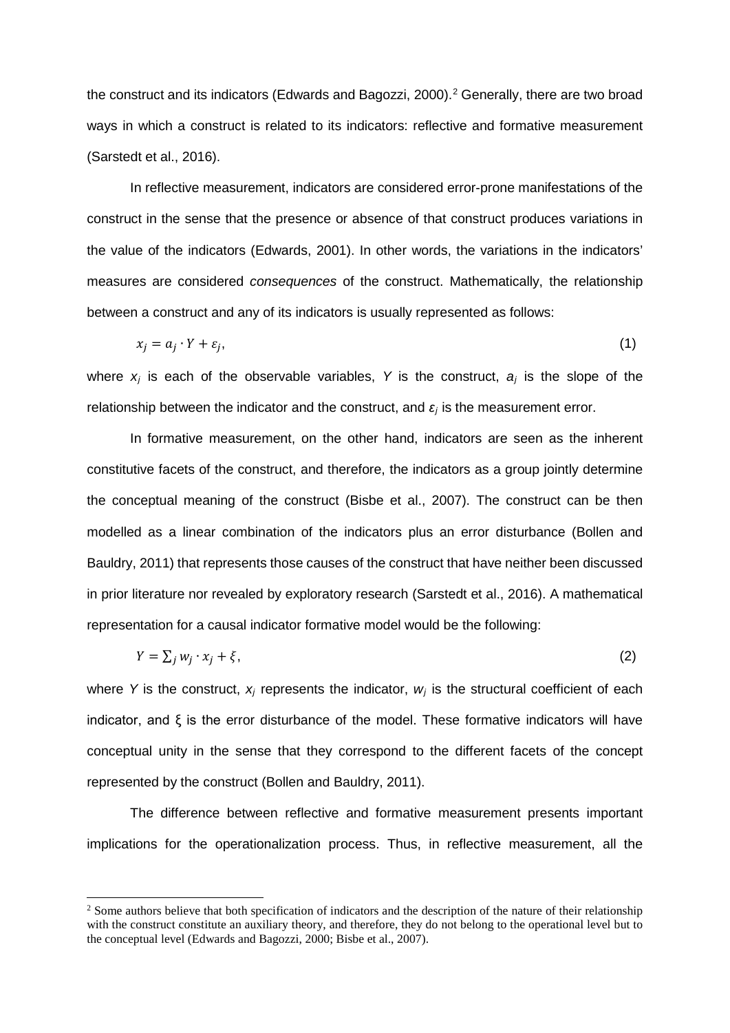the construct and its indicators (Edwards and Bagozzi, 2000).[2] Generally, there are two broad ways in which a construct is related to its indicators: reflective and formative measurement (Sarstedt et al., 2016).

In reflective measurement, indicators are considered error-prone manifestations of the construct in the sense that the presence or absence of that construct produces variations in the value of the indicators (Edwards, 2001). In other words, the variations in the indicators' measures are considered *consequences* of the construct. Mathematically, the relationship between a construct and any of its indicators is usually represented as follows:

$$x_j = a_j \cdot Y + \varepsilon_j, \tag{1}$$

where $x_j$ is each of the observable variables, $Y$ is the construct, $a_j$ is the slope of the relationship between the indicator and the construct, and $\varepsilon_j$ is the measurement error.

In formative measurement, on the other hand, indicators are seen as the inherent constitutive facets of the construct, and therefore, the indicators as a group jointly determine the conceptual meaning of the construct (Bisbe et al., 2007). The construct can be then modelled as a linear combination of the indicators plus an error disturbance (Bollen and Bauldry, 2011) that represents those causes of the construct that have neither been discussed in prior literature nor revealed by exploratory research (Sarstedt et al., 2016). A mathematical representation for a causal indicator formative model would be the following:

$$Y = \sum_j w_j \cdot x_j + \xi, \tag{2}$$

where $Y$ is the construct, $x_j$ represents the indicator, $w_j$ is the structural coefficient of each indicator, and $\xi$ is the error disturbance of the model. These formative indicators will have conceptual unity in the sense that they correspond to the different facets of the concept represented by the construct (Bollen and Bauldry, 2011).

The difference between reflective and formative measurement presents important implications for the operationalization process. Thus, in reflective measurement, all the

[2] Some authors believe that both specification of indicators and the description of the nature of their relationship with the construct constitute an auxiliary theory, and therefore, they do not belong to the operational level but to the conceptual level (Edwards and Bagozzi, 2000; Bisbe et al., 2007).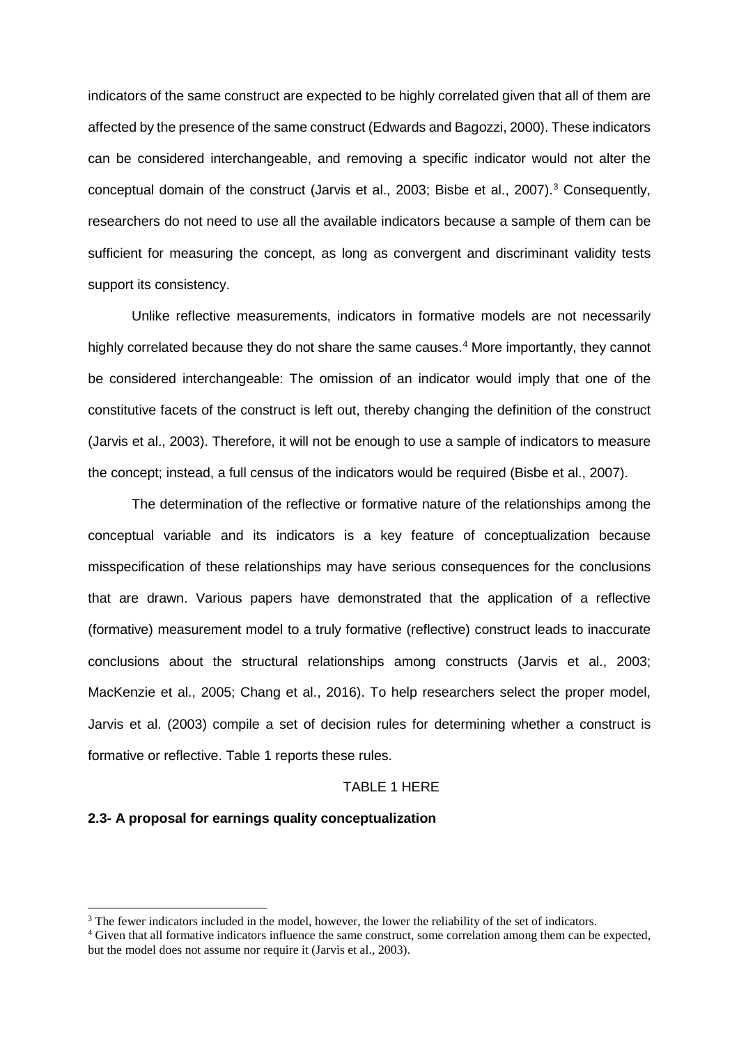indicators of the same construct are expected to be highly correlated given that all of them are affected by the presence of the same construct (Edwards and Bagozzi, 2000). These indicators can be considered interchangeable, and removing a specific indicator would not alter the conceptual domain of the construct (Jarvis et al., 2003; Bisbe et al., 2007).[3] Consequently, researchers do not need to use all the available indicators because a sample of them can be sufficient for measuring the concept, as long as convergent and discriminant validity tests support its consistency.

Unlike reflective measurements, indicators in formative models are not necessarily highly correlated because they do not share the same causes.[4] More importantly, they cannot be considered interchangeable: The omission of an indicator would imply that one of the constitutive facets of the construct is left out, thereby changing the definition of the construct (Jarvis et al., 2003). Therefore, it will not be enough to use a sample of indicators to measure the concept; instead, a full census of the indicators would be required (Bisbe et al., 2007).

The determination of the reflective or formative nature of the relationships among the conceptual variable and its indicators is a key feature of conceptualization because misspecification of these relationships may have serious consequences for the conclusions that are drawn. Various papers have demonstrated that the application of a reflective (formative) measurement model to a truly formative (reflective) construct leads to inaccurate conclusions about the structural relationships among constructs (Jarvis et al., 2003; MacKenzie et al., 2005; Chang et al., 2016). To help researchers select the proper model, Jarvis et al. (2003) compile a set of decision rules for determining whether a construct is formative or reflective. Table 1 reports these rules.

TABLE 1 HERE

### 2.3- A proposal for earnings quality conceptualization

[3] The fewer indicators included in the model, however, the lower the reliability of the set of indicators.

[4] Given that all formative indicators influence the same construct, some correlation among them can be expected, but the model does not assume nor require it (Jarvis et al., 2003).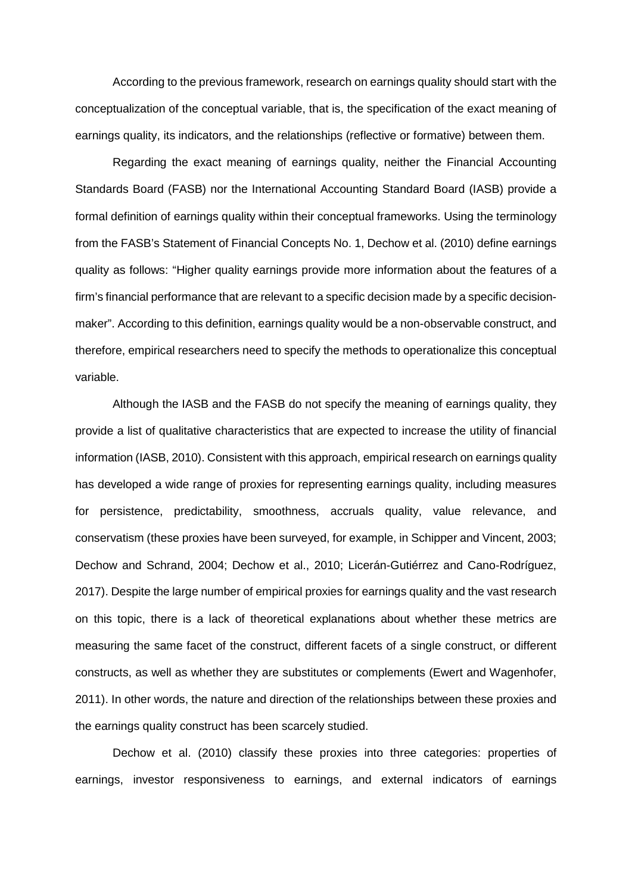According to the previous framework, research on earnings quality should start with the conceptualization of the conceptual variable, that is, the specification of the exact meaning of earnings quality, its indicators, and the relationships (reflective or formative) between them.

Regarding the exact meaning of earnings quality, neither the Financial Accounting Standards Board (FASB) nor the International Accounting Standard Board (IASB) provide a formal definition of earnings quality within their conceptual frameworks. Using the terminology from the FASB's Statement of Financial Concepts No. 1, Dechow et al. (2010) define earnings quality as follows: "Higher quality earnings provide more information about the features of a firm's financial performance that are relevant to a specific decision made by a specific decision-maker". According to this definition, earnings quality would be a non-observable construct, and therefore, empirical researchers need to specify the methods to operationalize this conceptual variable.

Although the IASB and the FASB do not specify the meaning of earnings quality, they provide a list of qualitative characteristics that are expected to increase the utility of financial information (IASB, 2010). Consistent with this approach, empirical research on earnings quality has developed a wide range of proxies for representing earnings quality, including measures for persistence, predictability, smoothness, accruals quality, value relevance, and conservatism (these proxies have been surveyed, for example, in Schipper and Vincent, 2003; Dechow and Schrand, 2004; Dechow et al., 2010; Licerán-Gutiérrez and Cano-Rodríguez, 2017). Despite the large number of empirical proxies for earnings quality and the vast research on this topic, there is a lack of theoretical explanations about whether these metrics are measuring the same facet of the construct, different facets of a single construct, or different constructs, as well as whether they are substitutes or complements (Ewert and Wagenhofer, 2011). In other words, the nature and direction of the relationships between these proxies and the earnings quality construct has been scarcely studied.

Dechow et al. (2010) classify these proxies into three categories: properties of earnings, investor responsiveness to earnings, and external indicators of earnings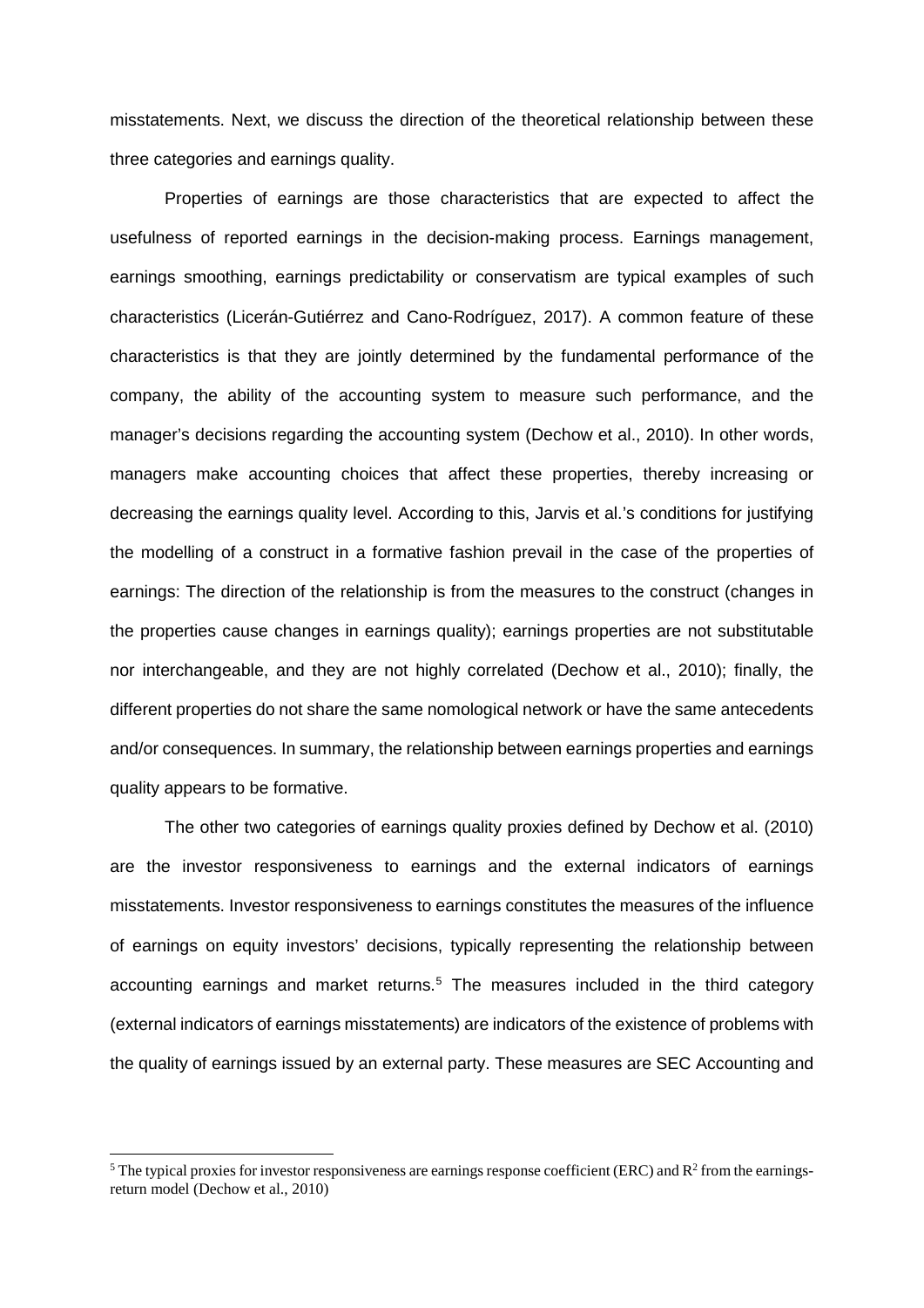misstatements. Next, we discuss the direction of the theoretical relationship between these three categories and earnings quality.

Properties of earnings are those characteristics that are expected to affect the usefulness of reported earnings in the decision-making process. Earnings management, earnings smoothing, earnings predictability or conservatism are typical examples of such characteristics (Licerán-Gutiérrez and Cano-Rodríguez, 2017). A common feature of these characteristics is that they are jointly determined by the fundamental performance of the company, the ability of the accounting system to measure such performance, and the manager's decisions regarding the accounting system (Dechow et al., 2010). In other words, managers make accounting choices that affect these properties, thereby increasing or decreasing the earnings quality level. According to this, Jarvis et al.'s conditions for justifying the modelling of a construct in a formative fashion prevail in the case of the properties of earnings: The direction of the relationship is from the measures to the construct (changes in the properties cause changes in earnings quality); earnings properties are not substitutable nor interchangeable, and they are not highly correlated (Dechow et al., 2010); finally, the different properties do not share the same nomological network or have the same antecedents and/or consequences. In summary, the relationship between earnings properties and earnings quality appears to be formative.

The other two categories of earnings quality proxies defined by Dechow et al. (2010) are the investor responsiveness to earnings and the external indicators of earnings misstatements. Investor responsiveness to earnings constitutes the measures of the influence of earnings on equity investors' decisions, typically representing the relationship between accounting earnings and market returns.[5] The measures included in the third category (external indicators of earnings misstatements) are indicators of the existence of problems with the quality of earnings issued by an external party. These measures are SEC Accounting and

[5] The typical proxies for investor responsiveness are earnings response coefficient (ERC) and $R^2$ from the earnings-return model (Dechow et al., 2010)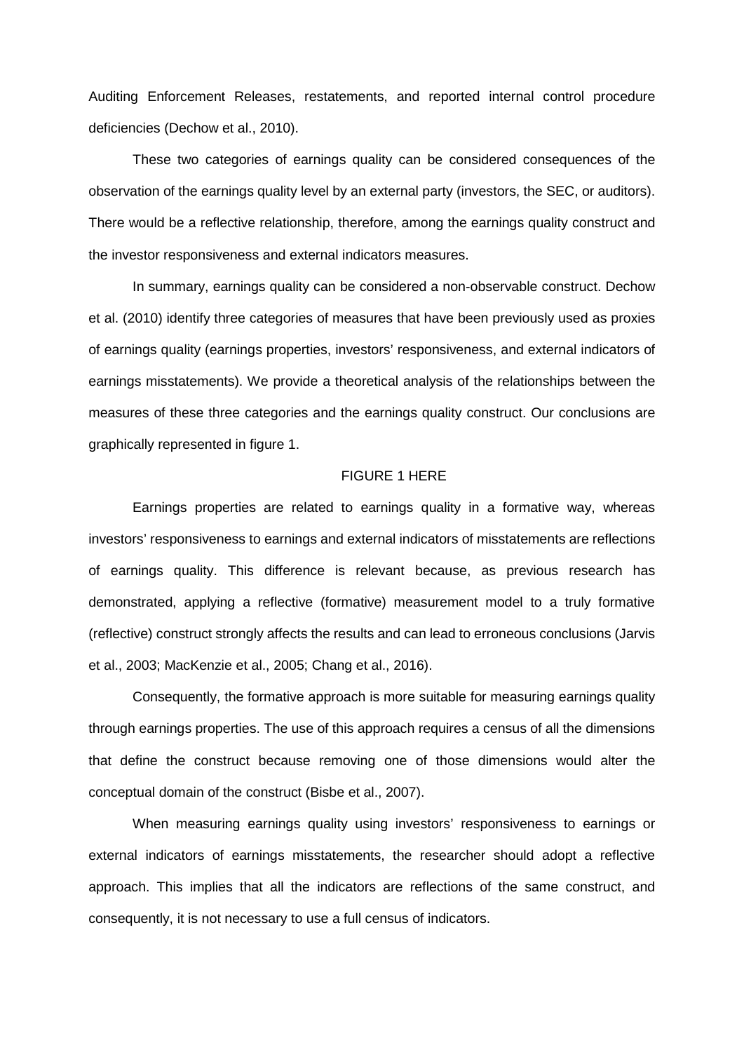Auditing Enforcement Releases, restatements, and reported internal control procedure deficiencies (Dechow et al., 2010).

These two categories of earnings quality can be considered consequences of the observation of the earnings quality level by an external party (investors, the SEC, or auditors). There would be a reflective relationship, therefore, among the earnings quality construct and the investor responsiveness and external indicators measures.

In summary, earnings quality can be considered a non-observable construct. Dechow et al. (2010) identify three categories of measures that have been previously used as proxies of earnings quality (earnings properties, investors' responsiveness, and external indicators of earnings misstatements). We provide a theoretical analysis of the relationships between the measures of these three categories and the earnings quality construct. Our conclusions are graphically represented in figure 1.

FIGURE 1 HERE

Earnings properties are related to earnings quality in a formative way, whereas investors' responsiveness to earnings and external indicators of misstatements are reflections of earnings quality. This difference is relevant because, as previous research has demonstrated, applying a reflective (formative) measurement model to a truly formative (reflective) construct strongly affects the results and can lead to erroneous conclusions (Jarvis et al., 2003; MacKenzie et al., 2005; Chang et al., 2016).

Consequently, the formative approach is more suitable for measuring earnings quality through earnings properties. The use of this approach requires a census of all the dimensions that define the construct because removing one of those dimensions would alter the conceptual domain of the construct (Bisbe et al., 2007).

When measuring earnings quality using investors' responsiveness to earnings or external indicators of earnings misstatements, the researcher should adopt a reflective approach. This implies that all the indicators are reflections of the same construct, and consequently, it is not necessary to use a full census of indicators.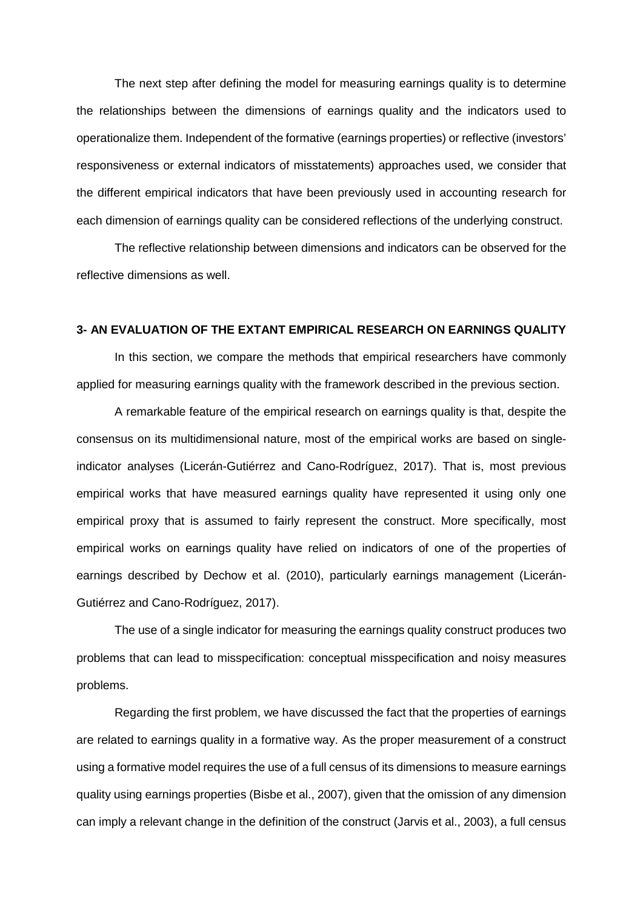The next step after defining the model for measuring earnings quality is to determine the relationships between the dimensions of earnings quality and the indicators used to operationalize them. Independent of the formative (earnings properties) or reflective (investors' responsiveness or external indicators of misstatements) approaches used, we consider that the different empirical indicators that have been previously used in accounting research for each dimension of earnings quality can be considered reflections of the underlying construct.

The reflective relationship between dimensions and indicators can be observed for the reflective dimensions as well.

## 3- AN EVALUATION OF THE EXTANT EMPIRICAL RESEARCH ON EARNINGS QUALITY

In this section, we compare the methods that empirical researchers have commonly applied for measuring earnings quality with the framework described in the previous section.

A remarkable feature of the empirical research on earnings quality is that, despite the consensus on its multidimensional nature, most of the empirical works are based on single-indicator analyses (Licerán-Gutiérrez and Cano-Rodríguez, 2017). That is, most previous empirical works that have measured earnings quality have represented it using only one empirical proxy that is assumed to fairly represent the construct. More specifically, most empirical works on earnings quality have relied on indicators of one of the properties of earnings described by Dechow et al. (2010), particularly earnings management (Licerán-Gutiérrez and Cano-Rodríguez, 2017).

The use of a single indicator for measuring the earnings quality construct produces two problems that can lead to misspecification: conceptual misspecification and noisy measures problems.

Regarding the first problem, we have discussed the fact that the properties of earnings are related to earnings quality in a formative way. As the proper measurement of a construct using a formative model requires the use of a full census of its dimensions to measure earnings quality using earnings properties (Bisbe et al., 2007), given that the omission of any dimension can imply a relevant change in the definition of the construct (Jarvis et al., 2003), a full census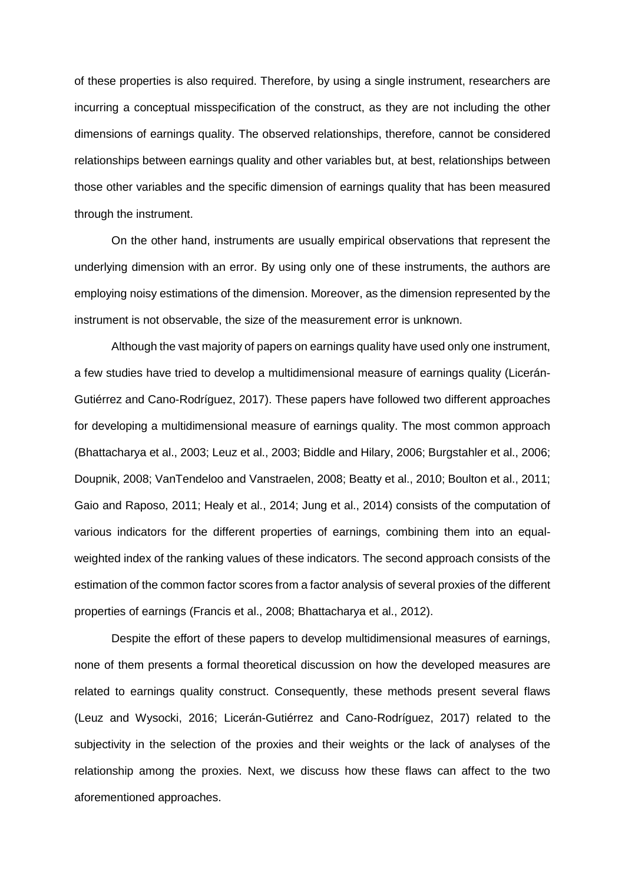of these properties is also required. Therefore, by using a single instrument, researchers are incurring a conceptual misspecification of the construct, as they are not including the other dimensions of earnings quality. The observed relationships, therefore, cannot be considered relationships between earnings quality and other variables but, at best, relationships between those other variables and the specific dimension of earnings quality that has been measured through the instrument.

On the other hand, instruments are usually empirical observations that represent the underlying dimension with an error. By using only one of these instruments, the authors are employing noisy estimations of the dimension. Moreover, as the dimension represented by the instrument is not observable, the size of the measurement error is unknown.

Although the vast majority of papers on earnings quality have used only one instrument, a few studies have tried to develop a multidimensional measure of earnings quality (Licerán-Gutiérrez and Cano-Rodríguez, 2017). These papers have followed two different approaches for developing a multidimensional measure of earnings quality. The most common approach (Bhattacharya et al., 2003; Leuz et al., 2003; Biddle and Hilary, 2006; Burgstahler et al., 2006; Doupnik, 2008; VanTendeloo and Vanstraelen, 2008; Beatty et al., 2010; Boulton et al., 2011; Gaio and Raposo, 2011; Healy et al., 2014; Jung et al., 2014) consists of the computation of various indicators for the different properties of earnings, combining them into an equal-weighted index of the ranking values of these indicators. The second approach consists of the estimation of the common factor scores from a factor analysis of several proxies of the different properties of earnings (Francis et al., 2008; Bhattacharya et al., 2012).

Despite the effort of these papers to develop multidimensional measures of earnings, none of them presents a formal theoretical discussion on how the developed measures are related to earnings quality construct. Consequently, these methods present several flaws (Leuz and Wysocki, 2016; Licerán-Gutiérrez and Cano-Rodríguez, 2017) related to the subjectivity in the selection of the proxies and their weights or the lack of analyses of the relationship among the proxies. Next, we discuss how these flaws can affect to the two aforementioned approaches.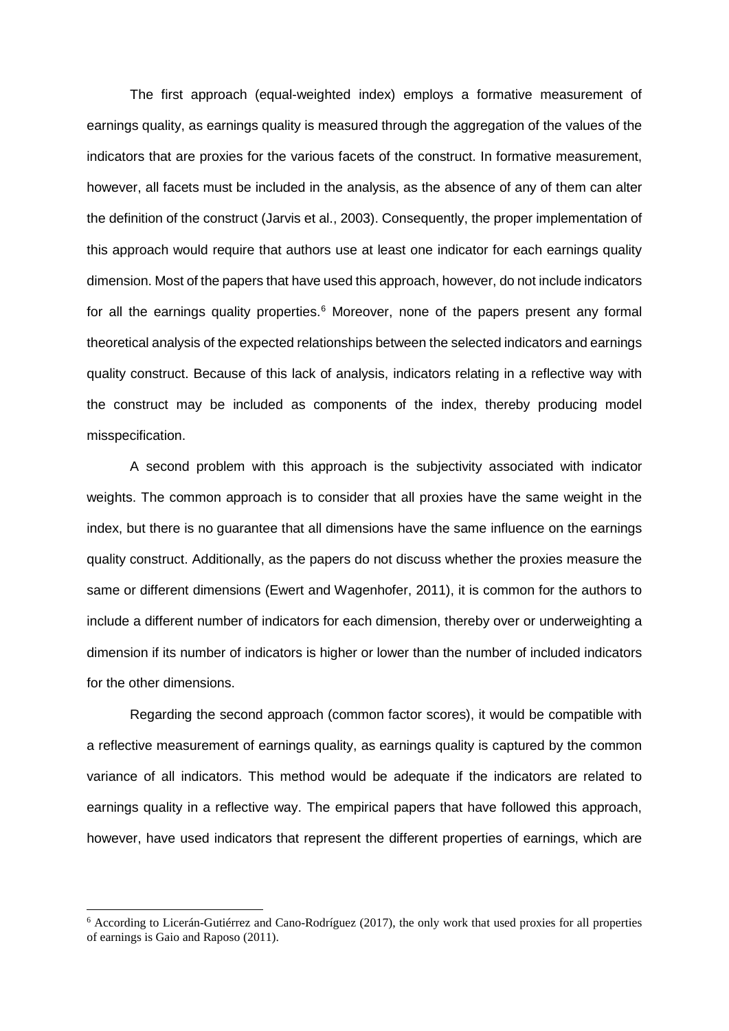The first approach (equal-weighted index) employs a formative measurement of earnings quality, as earnings quality is measured through the aggregation of the values of the indicators that are proxies for the various facets of the construct. In formative measurement, however, all facets must be included in the analysis, as the absence of any of them can alter the definition of the construct (Jarvis et al., 2003). Consequently, the proper implementation of this approach would require that authors use at least one indicator for each earnings quality dimension. Most of the papers that have used this approach, however, do not include indicators for all the earnings quality properties.[6] Moreover, none of the papers present any formal theoretical analysis of the expected relationships between the selected indicators and earnings quality construct. Because of this lack of analysis, indicators relating in a reflective way with the construct may be included as components of the index, thereby producing model misspecification.

A second problem with this approach is the subjectivity associated with indicator weights. The common approach is to consider that all proxies have the same weight in the index, but there is no guarantee that all dimensions have the same influence on the earnings quality construct. Additionally, as the papers do not discuss whether the proxies measure the same or different dimensions (Ewert and Wagenhofer, 2011), it is common for the authors to include a different number of indicators for each dimension, thereby over or underweighting a dimension if its number of indicators is higher or lower than the number of included indicators for the other dimensions.

Regarding the second approach (common factor scores), it would be compatible with a reflective measurement of earnings quality, as earnings quality is captured by the common variance of all indicators. This method would be adequate if the indicators are related to earnings quality in a reflective way. The empirical papers that have followed this approach, however, have used indicators that represent the different properties of earnings, which are

[6] According to Licerán-Gutiérrez and Cano-Rodríguez (2017), the only work that used proxies for all properties of earnings is Gaio and Raposo (2011).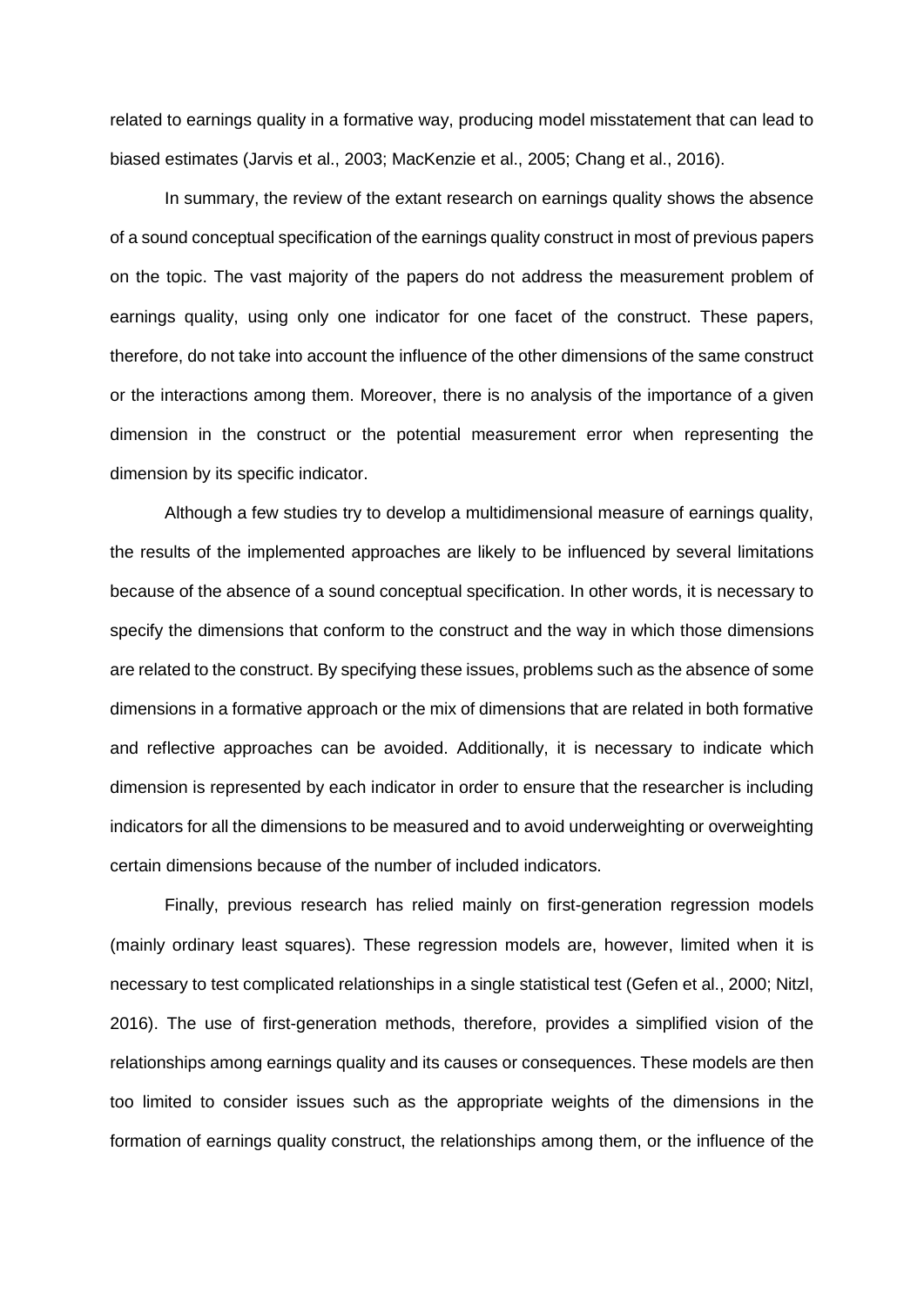related to earnings quality in a formative way, producing model misstatement that can lead to biased estimates (Jarvis et al., 2003; MacKenzie et al., 2005; Chang et al., 2016).

In summary, the review of the extant research on earnings quality shows the absence of a sound conceptual specification of the earnings quality construct in most of previous papers on the topic. The vast majority of the papers do not address the measurement problem of earnings quality, using only one indicator for one facet of the construct. These papers, therefore, do not take into account the influence of the other dimensions of the same construct or the interactions among them. Moreover, there is no analysis of the importance of a given dimension in the construct or the potential measurement error when representing the dimension by its specific indicator.

Although a few studies try to develop a multidimensional measure of earnings quality, the results of the implemented approaches are likely to be influenced by several limitations because of the absence of a sound conceptual specification. In other words, it is necessary to specify the dimensions that conform to the construct and the way in which those dimensions are related to the construct. By specifying these issues, problems such as the absence of some dimensions in a formative approach or the mix of dimensions that are related in both formative and reflective approaches can be avoided. Additionally, it is necessary to indicate which dimension is represented by each indicator in order to ensure that the researcher is including indicators for all the dimensions to be measured and to avoid underweighting or overweighting certain dimensions because of the number of included indicators.

Finally, previous research has relied mainly on first-generation regression models (mainly ordinary least squares). These regression models are, however, limited when it is necessary to test complicated relationships in a single statistical test (Gefen et al., 2000; Nitzl, 2016). The use of first-generation methods, therefore, provides a simplified vision of the relationships among earnings quality and its causes or consequences. These models are then too limited to consider issues such as the appropriate weights of the dimensions in the formation of earnings quality construct, the relationships among them, or the influence of the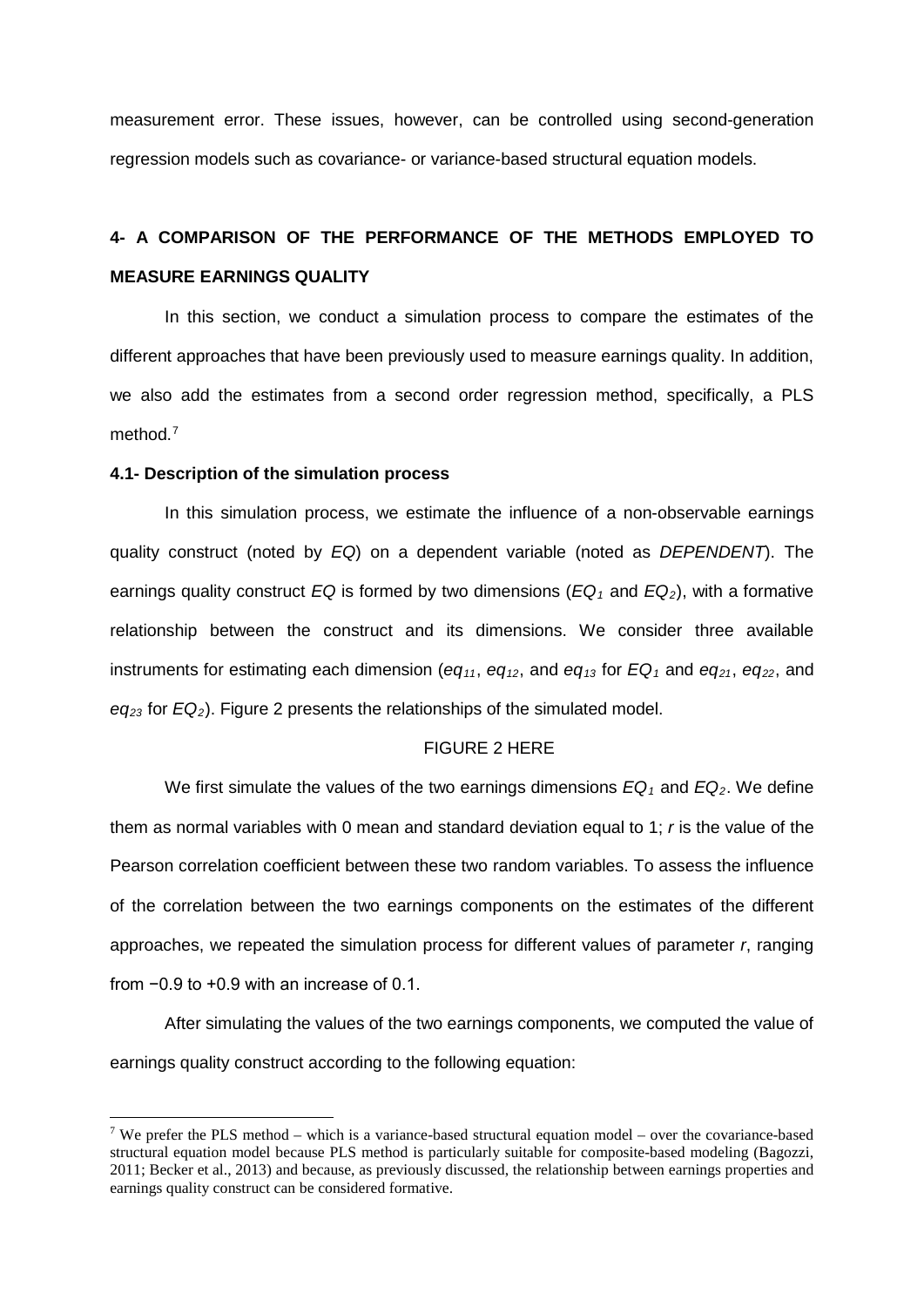measurement error. These issues, however, can be controlled using second-generation regression models such as covariance- or variance-based structural equation models.

## 4- A COMPARISON OF THE PERFORMANCE OF THE METHODS EMPLOYED TO MEASURE EARNINGS QUALITY

In this section, we conduct a simulation process to compare the estimates of the different approaches that have been previously used to measure earnings quality. In addition, we also add the estimates from a second order regression method, specifically, a PLS method.[7]

### 4.1- Description of the simulation process

In this simulation process, we estimate the influence of a non-observable earnings quality construct (noted by *EQ*) on a dependent variable (noted as *DEPENDENT*). The earnings quality construct *EQ* is formed by two dimensions ($EQ_1$ and $EQ_2$), with a formative relationship between the construct and its dimensions. We consider three available instruments for estimating each dimension ($eq_{11}$, $eq_{12}$, and $eq_{13}$ for $EQ_1$ and $eq_{21}$, $eq_{22}$, and $eq_{23}$ for $EQ_2$). Figure 2 presents the relationships of the simulated model.

FIGURE 2 HERE

We first simulate the values of the two earnings dimensions $EQ_1$ and $EQ_2$. We define them as normal variables with 0 mean and standard deviation equal to 1; $r$ is the value of the Pearson correlation coefficient between these two random variables. To assess the influence of the correlation between the two earnings components on the estimates of the different approaches, we repeated the simulation process for different values of parameter $r$, ranging from −0.9 to +0.9 with an increase of 0.1.

After simulating the values of the two earnings components, we computed the value of earnings quality construct according to the following equation:

[7] We prefer the PLS method – which is a variance-based structural equation model – over the covariance-based structural equation model because PLS method is particularly suitable for composite-based modeling (Bagozzi, 2011; Becker et al., 2013) and because, as previously discussed, the relationship between earnings properties and earnings quality construct can be considered formative.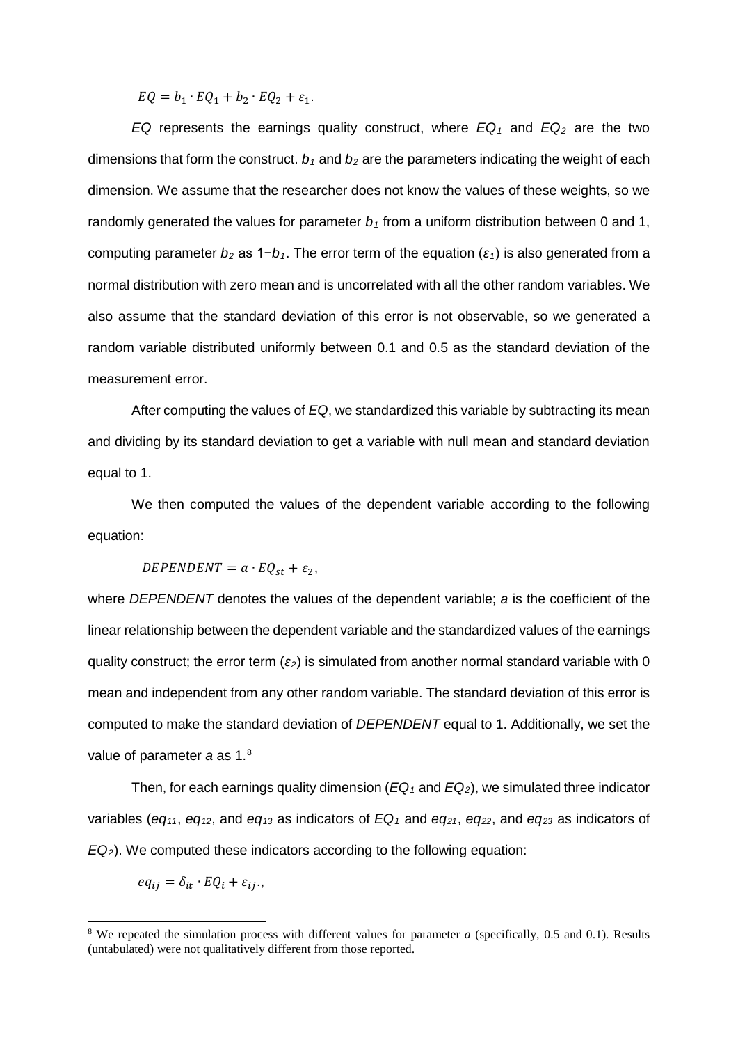$$EQ = b_1 \cdot EQ_1 + b_2 \cdot EQ_2 + \varepsilon_1.$$

$EQ$ represents the earnings quality construct, where $EQ_1$ and $EQ_2$ are the two dimensions that form the construct. $b_1$ and $b_2$ are the parameters indicating the weight of each dimension. We assume that the researcher does not know the values of these weights, so we randomly generated the values for parameter $b_1$ from a uniform distribution between 0 and 1, computing parameter $b_2$ as $1-b_1$. The error term of the equation ($\varepsilon_1$) is also generated from a normal distribution with zero mean and is uncorrelated with all the other random variables. We also assume that the standard deviation of this error is not observable, so we generated a random variable distributed uniformly between 0.1 and 0.5 as the standard deviation of the measurement error.

After computing the values of $EQ$, we standardized this variable by subtracting its mean and dividing by its standard deviation to get a variable with null mean and standard deviation equal to 1.

We then computed the values of the dependent variable according to the following equation:

$$DEPENDENT = a \cdot EQ_{st} + \varepsilon_2,$$

where *DEPENDENT* denotes the values of the dependent variable; $a$ is the coefficient of the linear relationship between the dependent variable and the standardized values of the earnings quality construct; the error term ($\varepsilon_2$) is simulated from another normal standard variable with 0 mean and independent from any other random variable. The standard deviation of this error is computed to make the standard deviation of *DEPENDENT* equal to 1. Additionally, we set the value of parameter $a$ as 1.[8]

Then, for each earnings quality dimension ($EQ_1$ and $EQ_2$), we simulated three indicator variables ($eq_{11}$, $eq_{12}$, and $eq_{13}$ as indicators of $EQ_1$ and $eq_{21}$, $eq_{22}$, and $eq_{23}$ as indicators of $EQ_2$). We computed these indicators according to the following equation:

$$eq_{ij} = \delta_{it} \cdot EQ_i + \varepsilon_{ij}.,$$

[8] We repeated the simulation process with different values for parameter $a$ (specifically, 0.5 and 0.1). Results (untabulated) were not qualitatively different from those reported.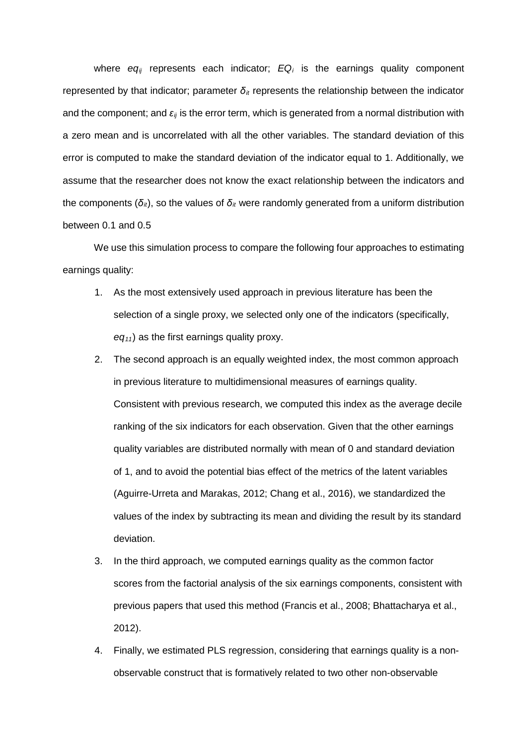where $eq_{ij}$ represents each indicator; $EQ_i$ is the earnings quality component represented by that indicator; parameter $\delta_{it}$ represents the relationship between the indicator and the component; and $\varepsilon_{ij}$ is the error term, which is generated from a normal distribution with a zero mean and is uncorrelated with all the other variables. The standard deviation of this error is computed to make the standard deviation of the indicator equal to 1. Additionally, we assume that the researcher does not know the exact relationship between the indicators and the components ($\delta_{it}$), so the values of $\delta_{it}$ were randomly generated from a uniform distribution between 0.1 and 0.5

We use this simulation process to compare the following four approaches to estimating earnings quality:

1. As the most extensively used approach in previous literature has been the selection of a single proxy, we selected only one of the indicators (specifically, $eq_{11}$) as the first earnings quality proxy.
2. The second approach is an equally weighted index, the most common approach in previous literature to multidimensional measures of earnings quality. Consistent with previous research, we computed this index as the average decile ranking of the six indicators for each observation. Given that the other earnings quality variables are distributed normally with mean of 0 and standard deviation of 1, and to avoid the potential bias effect of the metrics of the latent variables (Aguirre-Urreta and Marakas, 2012; Chang et al., 2016), we standardized the values of the index by subtracting its mean and dividing the result by its standard deviation.
3. In the third approach, we computed earnings quality as the common factor scores from the factorial analysis of the six earnings components, consistent with previous papers that used this method (Francis et al., 2008; Bhattacharya et al., 2012).
4. Finally, we estimated PLS regression, considering that earnings quality is a non-observable construct that is formatively related to two other non-observable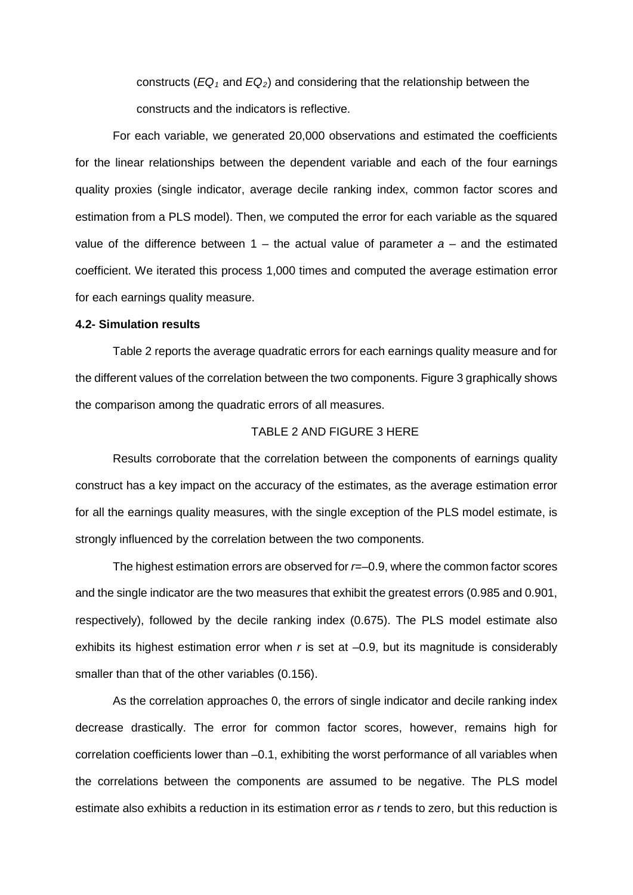constructs ($EQ_1$ and $EQ_2$) and considering that the relationship between the constructs and the indicators is reflective.

For each variable, we generated 20,000 observations and estimated the coefficients for the linear relationships between the dependent variable and each of the four earnings quality proxies (single indicator, average decile ranking index, common factor scores and estimation from a PLS model). Then, we computed the error for each variable as the squared value of the difference between 1 – the actual value of parameter $a$ – and the estimated coefficient. We iterated this process 1,000 times and computed the average estimation error for each earnings quality measure.

**4.2- Simulation results**

Table 2 reports the average quadratic errors for each earnings quality measure and for the different values of the correlation between the two components. Figure 3 graphically shows the comparison among the quadratic errors of all measures.

TABLE 2 AND FIGURE 3 HERE

Results corroborate that the correlation between the components of earnings quality construct has a key impact on the accuracy of the estimates, as the average estimation error for all the earnings quality measures, with the single exception of the PLS model estimate, is strongly influenced by the correlation between the two components.

The highest estimation errors are observed for $r$=–0.9, where the common factor scores and the single indicator are the two measures that exhibit the greatest errors (0.985 and 0.901, respectively), followed by the decile ranking index (0.675). The PLS model estimate also exhibits its highest estimation error when $r$ is set at –0.9, but its magnitude is considerably smaller than that of the other variables (0.156).

As the correlation approaches 0, the errors of single indicator and decile ranking index decrease drastically. The error for common factor scores, however, remains high for correlation coefficients lower than –0.1, exhibiting the worst performance of all variables when the correlations between the components are assumed to be negative. The PLS model estimate also exhibits a reduction in its estimation error as $r$ tends to zero, but this reduction is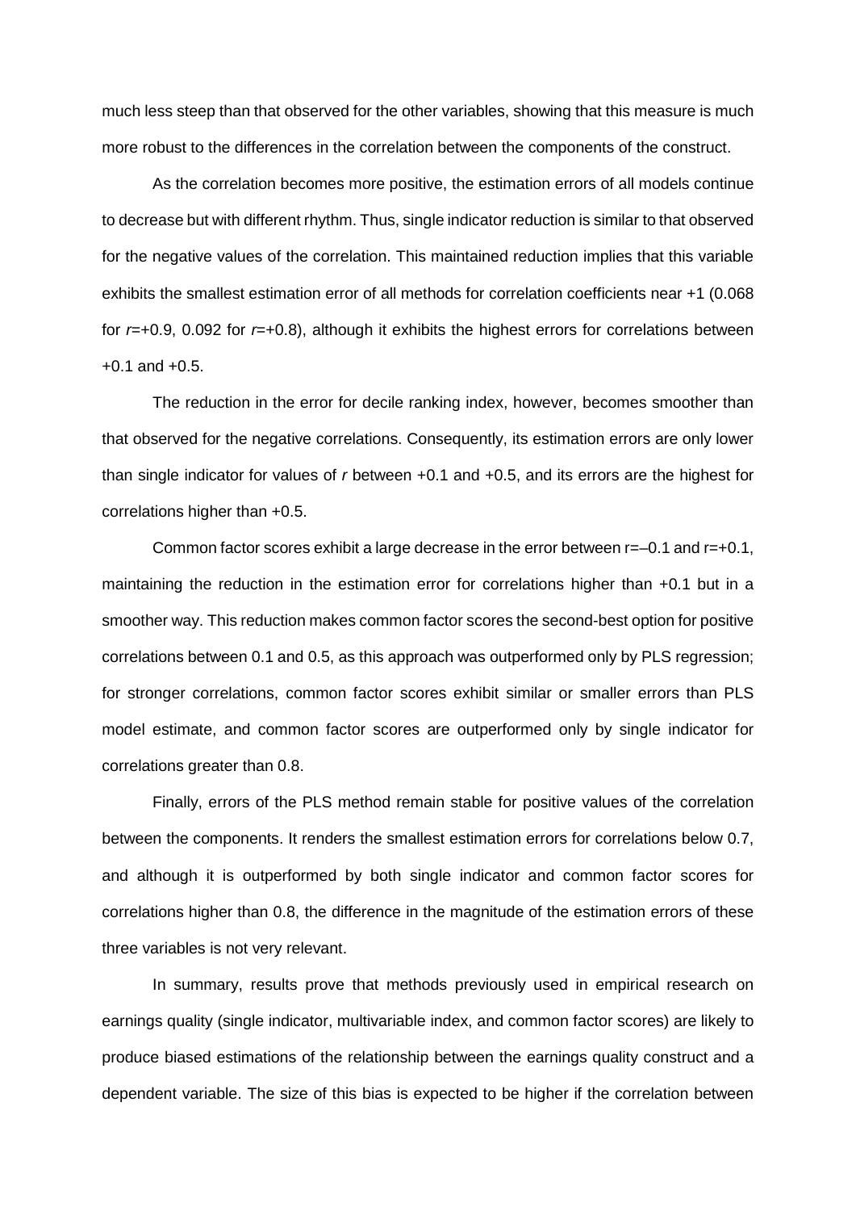much less steep than that observed for the other variables, showing that this measure is much more robust to the differences in the correlation between the components of the construct.

As the correlation becomes more positive, the estimation errors of all models continue to decrease but with different rhythm. Thus, single indicator reduction is similar to that observed for the negative values of the correlation. This maintained reduction implies that this variable exhibits the smallest estimation error of all methods for correlation coefficients near +1 (0.068 for $r$=+0.9, 0.092 for $r$=+0.8), although it exhibits the highest errors for correlations between +0.1 and +0.5.

The reduction in the error for decile ranking index, however, becomes smoother than that observed for the negative correlations. Consequently, its estimation errors are only lower than single indicator for values of $r$ between +0.1 and +0.5, and its errors are the highest for correlations higher than +0.5.

Common factor scores exhibit a large decrease in the error between r=–0.1 and r=+0.1, maintaining the reduction in the estimation error for correlations higher than +0.1 but in a smoother way. This reduction makes common factor scores the second-best option for positive correlations between 0.1 and 0.5, as this approach was outperformed only by PLS regression; for stronger correlations, common factor scores exhibit similar or smaller errors than PLS model estimate, and common factor scores are outperformed only by single indicator for correlations greater than 0.8.

Finally, errors of the PLS method remain stable for positive values of the correlation between the components. It renders the smallest estimation errors for correlations below 0.7, and although it is outperformed by both single indicator and common factor scores for correlations higher than 0.8, the difference in the magnitude of the estimation errors of these three variables is not very relevant.

In summary, results prove that methods previously used in empirical research on earnings quality (single indicator, multivariable index, and common factor scores) are likely to produce biased estimations of the relationship between the earnings quality construct and a dependent variable. The size of this bias is expected to be higher if the correlation between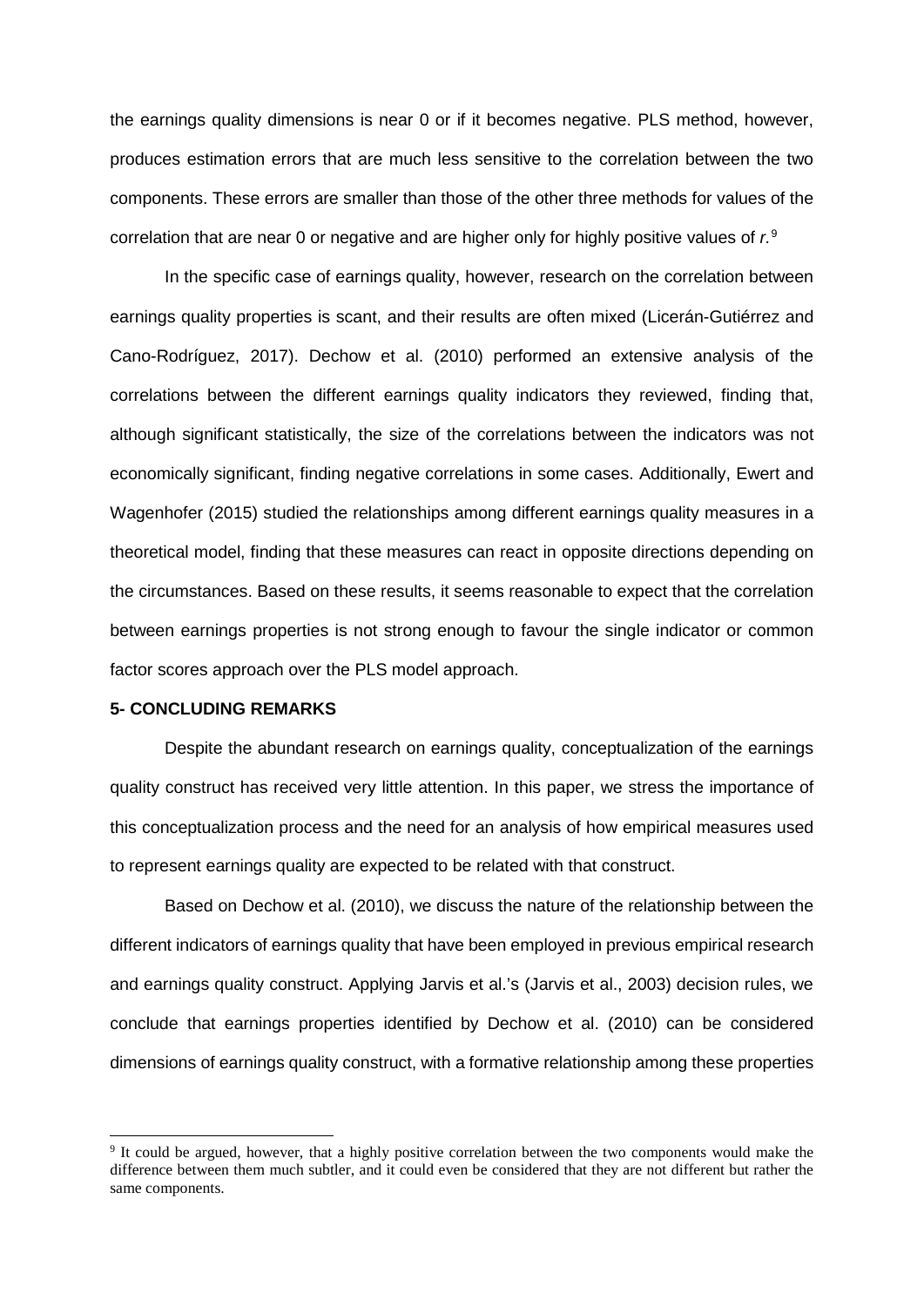the earnings quality dimensions is near 0 or if it becomes negative. PLS method, however, produces estimation errors that are much less sensitive to the correlation between the two components. These errors are smaller than those of the other three methods for values of the correlation that are near 0 or negative and are higher only for highly positive values of *r*.[9]

In the specific case of earnings quality, however, research on the correlation between earnings quality properties is scant, and their results are often mixed (Licerán-Gutiérrez and Cano-Rodríguez, 2017). Dechow et al. (2010) performed an extensive analysis of the correlations between the different earnings quality indicators they reviewed, finding that, although significant statistically, the size of the correlations between the indicators was not economically significant, finding negative correlations in some cases. Additionally, Ewert and Wagenhofer (2015) studied the relationships among different earnings quality measures in a theoretical model, finding that these measures can react in opposite directions depending on the circumstances. Based on these results, it seems reasonable to expect that the correlation between earnings properties is not strong enough to favour the single indicator or common factor scores approach over the PLS model approach.

## 5- CONCLUDING REMARKS

Despite the abundant research on earnings quality, conceptualization of the earnings quality construct has received very little attention. In this paper, we stress the importance of this conceptualization process and the need for an analysis of how empirical measures used to represent earnings quality are expected to be related with that construct.

Based on Dechow et al. (2010), we discuss the nature of the relationship between the different indicators of earnings quality that have been employed in previous empirical research and earnings quality construct. Applying Jarvis et al.'s (Jarvis et al., 2003) decision rules, we conclude that earnings properties identified by Dechow et al. (2010) can be considered dimensions of earnings quality construct, with a formative relationship among these properties

[9] It could be argued, however, that a highly positive correlation between the two components would make the difference between them much subtler, and it could even be considered that they are not different but rather the same components.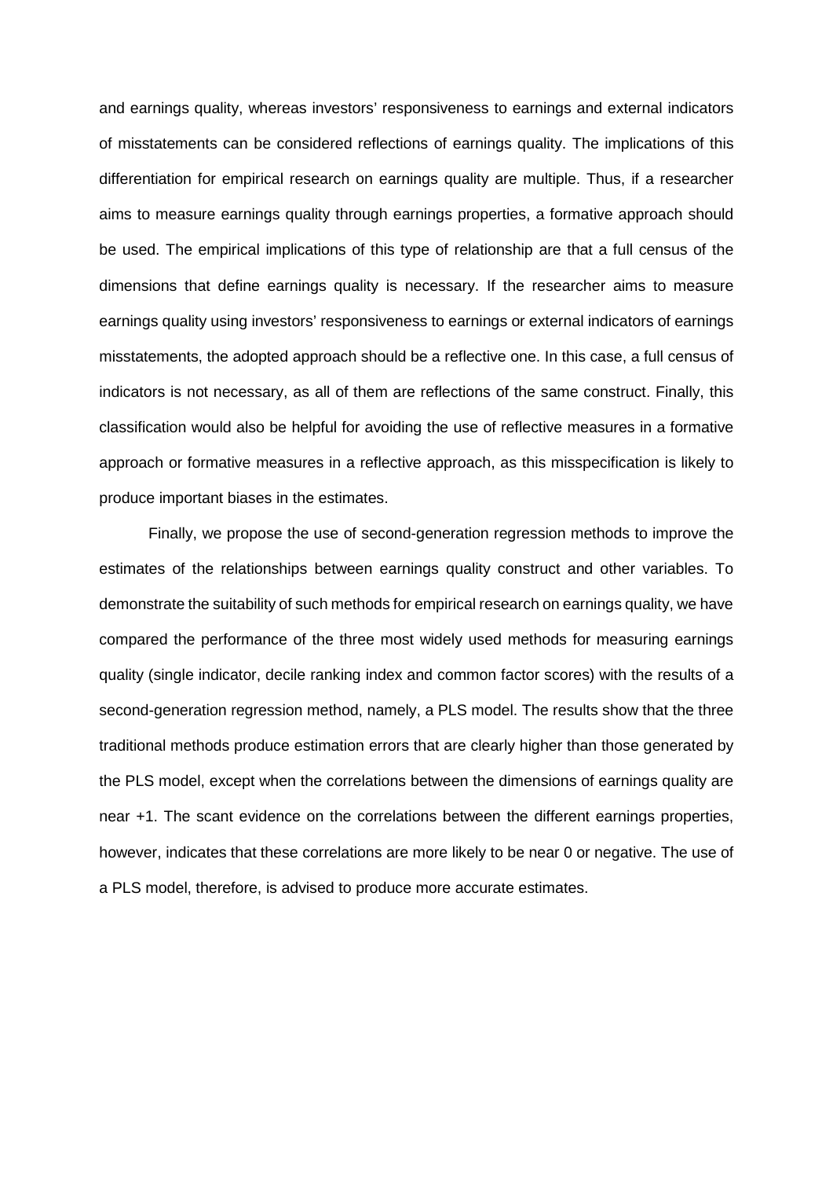and earnings quality, whereas investors' responsiveness to earnings and external indicators of misstatements can be considered reflections of earnings quality. The implications of this differentiation for empirical research on earnings quality are multiple. Thus, if a researcher aims to measure earnings quality through earnings properties, a formative approach should be used. The empirical implications of this type of relationship are that a full census of the dimensions that define earnings quality is necessary. If the researcher aims to measure earnings quality using investors' responsiveness to earnings or external indicators of earnings misstatements, the adopted approach should be a reflective one. In this case, a full census of indicators is not necessary, as all of them are reflections of the same construct. Finally, this classification would also be helpful for avoiding the use of reflective measures in a formative approach or formative measures in a reflective approach, as this misspecification is likely to produce important biases in the estimates.

Finally, we propose the use of second-generation regression methods to improve the estimates of the relationships between earnings quality construct and other variables. To demonstrate the suitability of such methods for empirical research on earnings quality, we have compared the performance of the three most widely used methods for measuring earnings quality (single indicator, decile ranking index and common factor scores) with the results of a second-generation regression method, namely, a PLS model. The results show that the three traditional methods produce estimation errors that are clearly higher than those generated by the PLS model, except when the correlations between the dimensions of earnings quality are near +1. The scant evidence on the correlations between the different earnings properties, however, indicates that these correlations are more likely to be near 0 or negative. The use of a PLS model, therefore, is advised to produce more accurate estimates.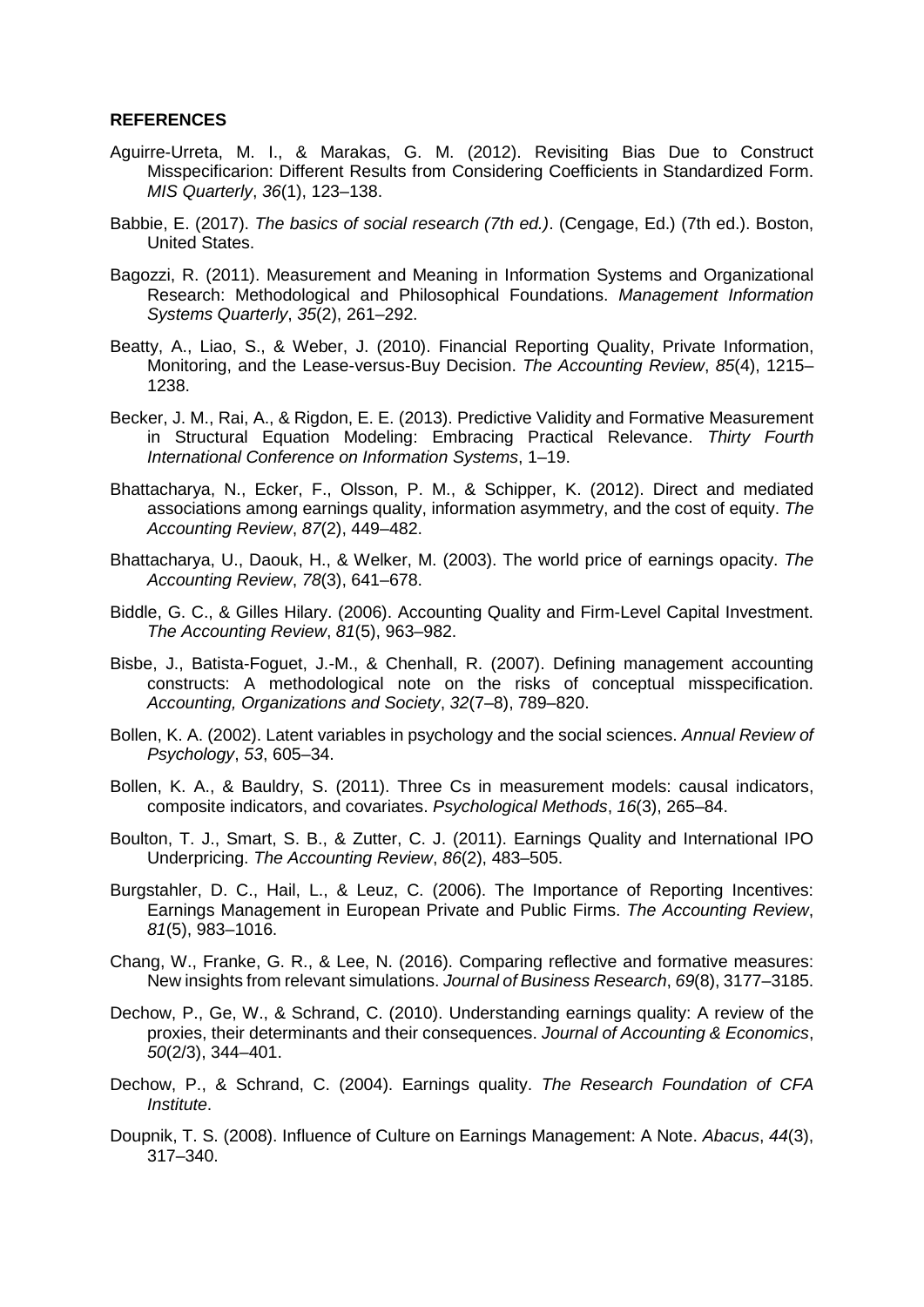**REFERENCES**

Aguirre-Urreta, M. I., & Marakas, G. M. (2012). Revisiting Bias Due to Construct Misspecificarion: Different Results from Considering Coefficients in Standardized Form. *MIS Quarterly*, *36*(1), 123–138.

Babbie, E. (2017). *The basics of social research (7th ed.)*. (Cengage, Ed.) (7th ed.). Boston, United States.

Bagozzi, R. (2011). Measurement and Meaning in Information Systems and Organizational Research: Methodological and Philosophical Foundations. *Management Information Systems Quarterly*, *35*(2), 261–292.

Beatty, A., Liao, S., & Weber, J. (2010). Financial Reporting Quality, Private Information, Monitoring, and the Lease-versus-Buy Decision. *The Accounting Review*, *85*(4), 1215–1238.

Becker, J. M., Rai, A., & Rigdon, E. E. (2013). Predictive Validity and Formative Measurement in Structural Equation Modeling: Embracing Practical Relevance. *Thirty Fourth International Conference on Information Systems*, 1–19.

Bhattacharya, N., Ecker, F., Olsson, P. M., & Schipper, K. (2012). Direct and mediated associations among earnings quality, information asymmetry, and the cost of equity. *The Accounting Review*, *87*(2), 449–482.

Bhattacharya, U., Daouk, H., & Welker, M. (2003). The world price of earnings opacity. *The Accounting Review*, *78*(3), 641–678.

Biddle, G. C., & Gilles Hilary. (2006). Accounting Quality and Firm-Level Capital Investment. *The Accounting Review*, *81*(5), 963–982.

Bisbe, J., Batista-Foguet, J.-M., & Chenhall, R. (2007). Defining management accounting constructs: A methodological note on the risks of conceptual misspecification. *Accounting, Organizations and Society*, *32*(7–8), 789–820.

Bollen, K. A. (2002). Latent variables in psychology and the social sciences. *Annual Review of Psychology*, *53*, 605–34.

Bollen, K. A., & Bauldry, S. (2011). Three Cs in measurement models: causal indicators, composite indicators, and covariates. *Psychological Methods*, *16*(3), 265–84.

Boulton, T. J., Smart, S. B., & Zutter, C. J. (2011). Earnings Quality and International IPO Underpricing. *The Accounting Review*, *86*(2), 483–505.

Burgstahler, D. C., Hail, L., & Leuz, C. (2006). The Importance of Reporting Incentives: Earnings Management in European Private and Public Firms. *The Accounting Review*, *81*(5), 983–1016.

Chang, W., Franke, G. R., & Lee, N. (2016). Comparing reflective and formative measures: New insights from relevant simulations. *Journal of Business Research*, *69*(8), 3177–3185.

Dechow, P., Ge, W., & Schrand, C. (2010). Understanding earnings quality: A review of the proxies, their determinants and their consequences. *Journal of Accounting & Economics*, *50*(2/3), 344–401.

Dechow, P., & Schrand, C. (2004). Earnings quality. *The Research Foundation of CFA Institute*.

Doupnik, T. S. (2008). Influence of Culture on Earnings Management: A Note. *Abacus*, *44*(3), 317–340.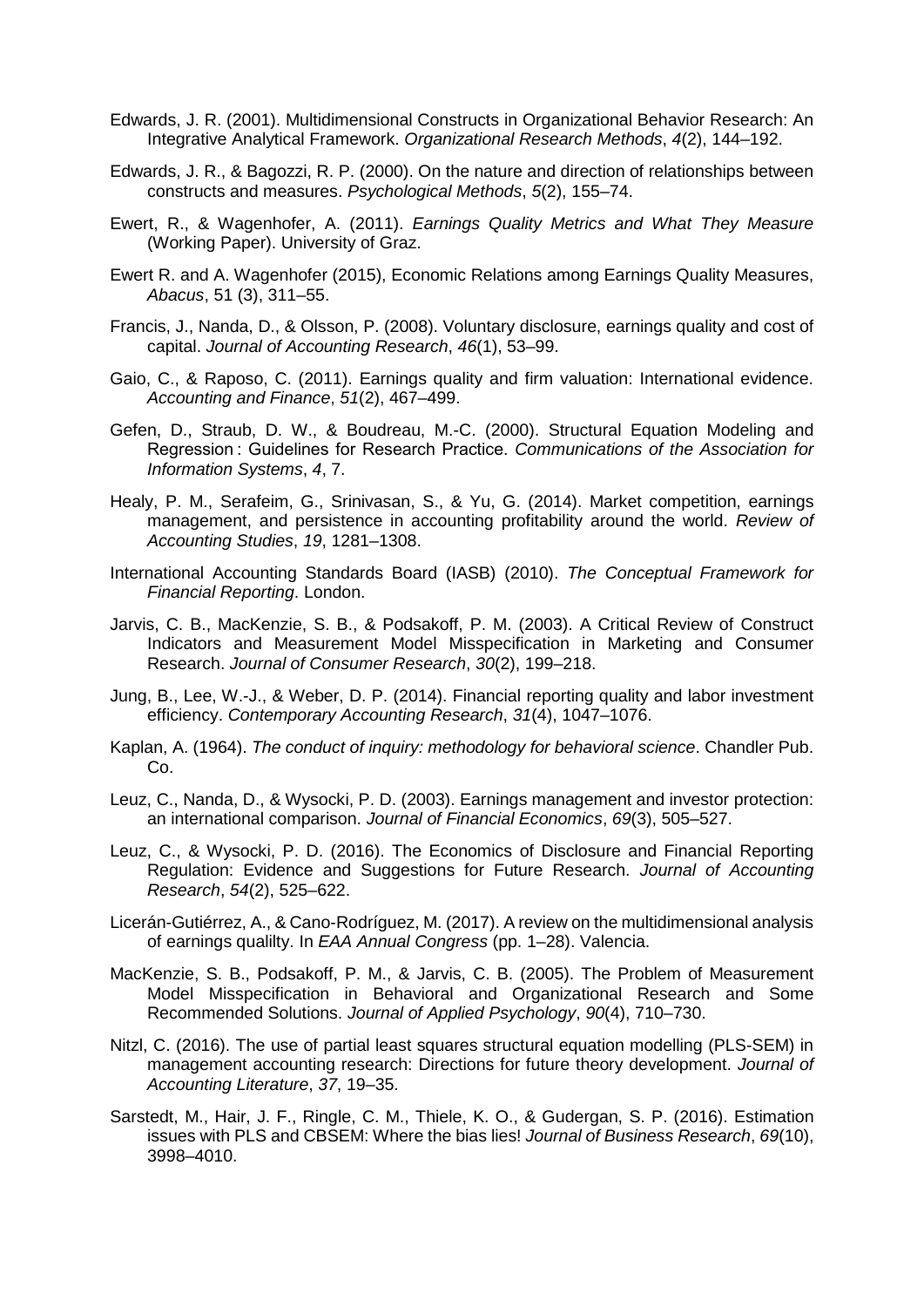Edwards, J. R. (2001). Multidimensional Constructs in Organizational Behavior Research: An Integrative Analytical Framework. *Organizational Research Methods*, *4*(2), 144–192.

Edwards, J. R., & Bagozzi, R. P. (2000). On the nature and direction of relationships between constructs and measures. *Psychological Methods*, *5*(2), 155–74.

Ewert, R., & Wagenhofer, A. (2011). *Earnings Quality Metrics and What They Measure* (Working Paper). University of Graz.

Ewert R. and A. Wagenhofer (2015), Economic Relations among Earnings Quality Measures, *Abacus*, 51 (3), 311–55.

Francis, J., Nanda, D., & Olsson, P. (2008). Voluntary disclosure, earnings quality and cost of capital. *Journal of Accounting Research*, *46*(1), 53–99.

Gaio, C., & Raposo, C. (2011). Earnings quality and firm valuation: International evidence. *Accounting and Finance*, *51*(2), 467–499.

Gefen, D., Straub, D. W., & Boudreau, M.-C. (2000). Structural Equation Modeling and Regression : Guidelines for Research Practice. *Communications of the Association for Information Systems*, *4*, 7.

Healy, P. M., Serafeim, G., Srinivasan, S., & Yu, G. (2014). Market competition, earnings management, and persistence in accounting profitability around the world. *Review of Accounting Studies*, *19*, 1281–1308.

International Accounting Standards Board (IASB) (2010). *The Conceptual Framework for Financial Reporting*. London.

Jarvis, C. B., MacKenzie, S. B., & Podsakoff, P. M. (2003). A Critical Review of Construct Indicators and Measurement Model Misspecification in Marketing and Consumer Research. *Journal of Consumer Research*, *30*(2), 199–218.

Jung, B., Lee, W.-J., & Weber, D. P. (2014). Financial reporting quality and labor investment efficiency. *Contemporary Accounting Research*, *31*(4), 1047–1076.

Kaplan, A. (1964). *The conduct of inquiry: methodology for behavioral science*. Chandler Pub. Co.

Leuz, C., Nanda, D., & Wysocki, P. D. (2003). Earnings management and investor protection: an international comparison. *Journal of Financial Economics*, *69*(3), 505–527.

Leuz, C., & Wysocki, P. D. (2016). The Economics of Disclosure and Financial Reporting Regulation: Evidence and Suggestions for Future Research. *Journal of Accounting Research*, *54*(2), 525–622.

Licerán-Gutiérrez, A., & Cano-Rodríguez, M. (2017). A review on the multidimensional analysis of earnings qualilty. In *EAA Annual Congress* (pp. 1–28). Valencia.

MacKenzie, S. B., Podsakoff, P. M., & Jarvis, C. B. (2005). The Problem of Measurement Model Misspecification in Behavioral and Organizational Research and Some Recommended Solutions. *Journal of Applied Psychology*, *90*(4), 710–730.

Nitzl, C. (2016). The use of partial least squares structural equation modelling (PLS-SEM) in management accounting research: Directions for future theory development. *Journal of Accounting Literature*, *37*, 19–35.

Sarstedt, M., Hair, J. F., Ringle, C. M., Thiele, K. O., & Gudergan, S. P. (2016). Estimation issues with PLS and CBSEM: Where the bias lies! *Journal of Business Research*, *69*(10), 3998–4010.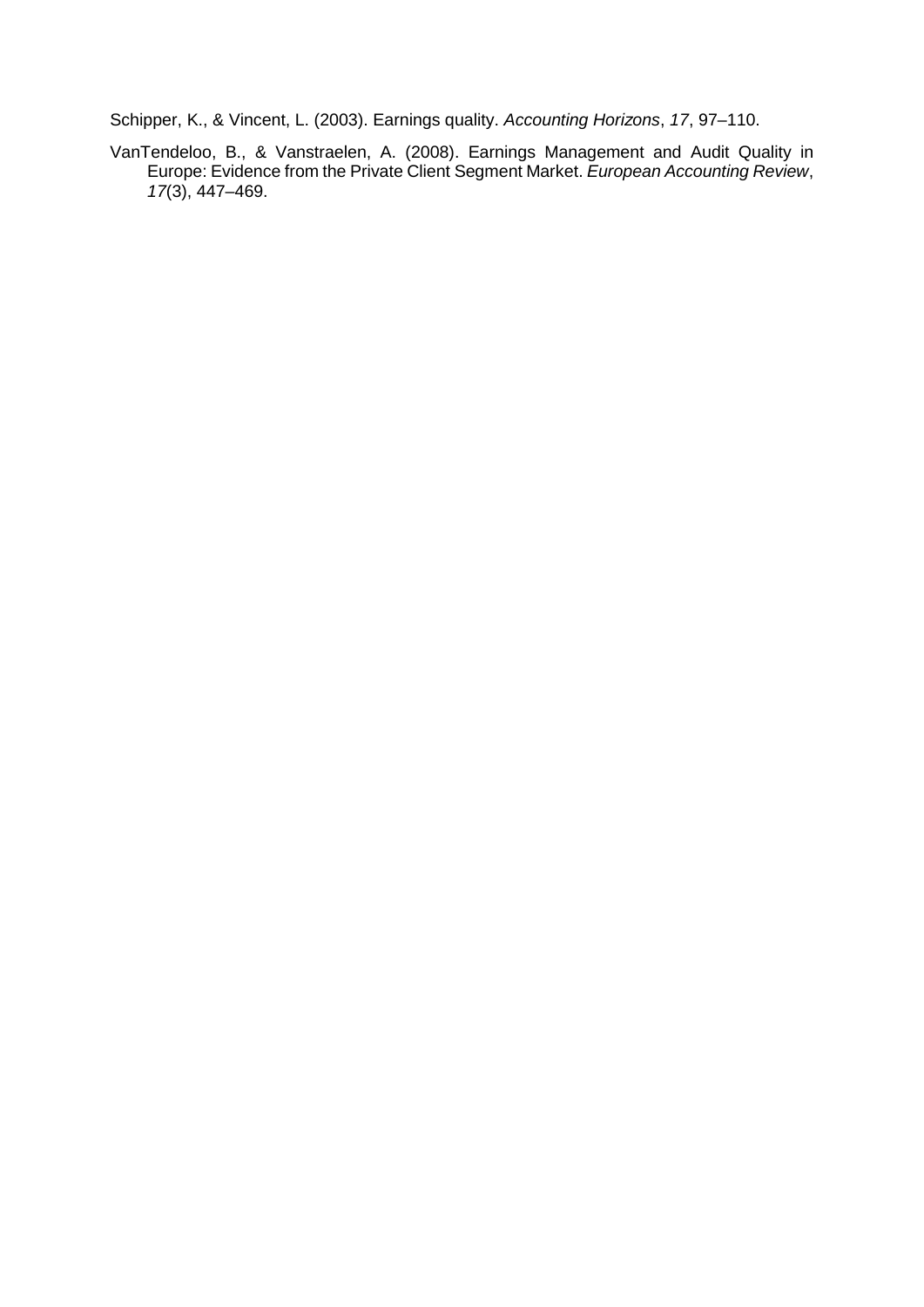Schipper, K., & Vincent, L. (2003). Earnings quality. *Accounting Horizons*, *17*, 97–110.

VanTendeloo, B., & Vanstraelen, A. (2008). Earnings Management and Audit Quality in Europe: Evidence from the Private Client Segment Market. *European Accounting Review*, *17*(3), 447–469.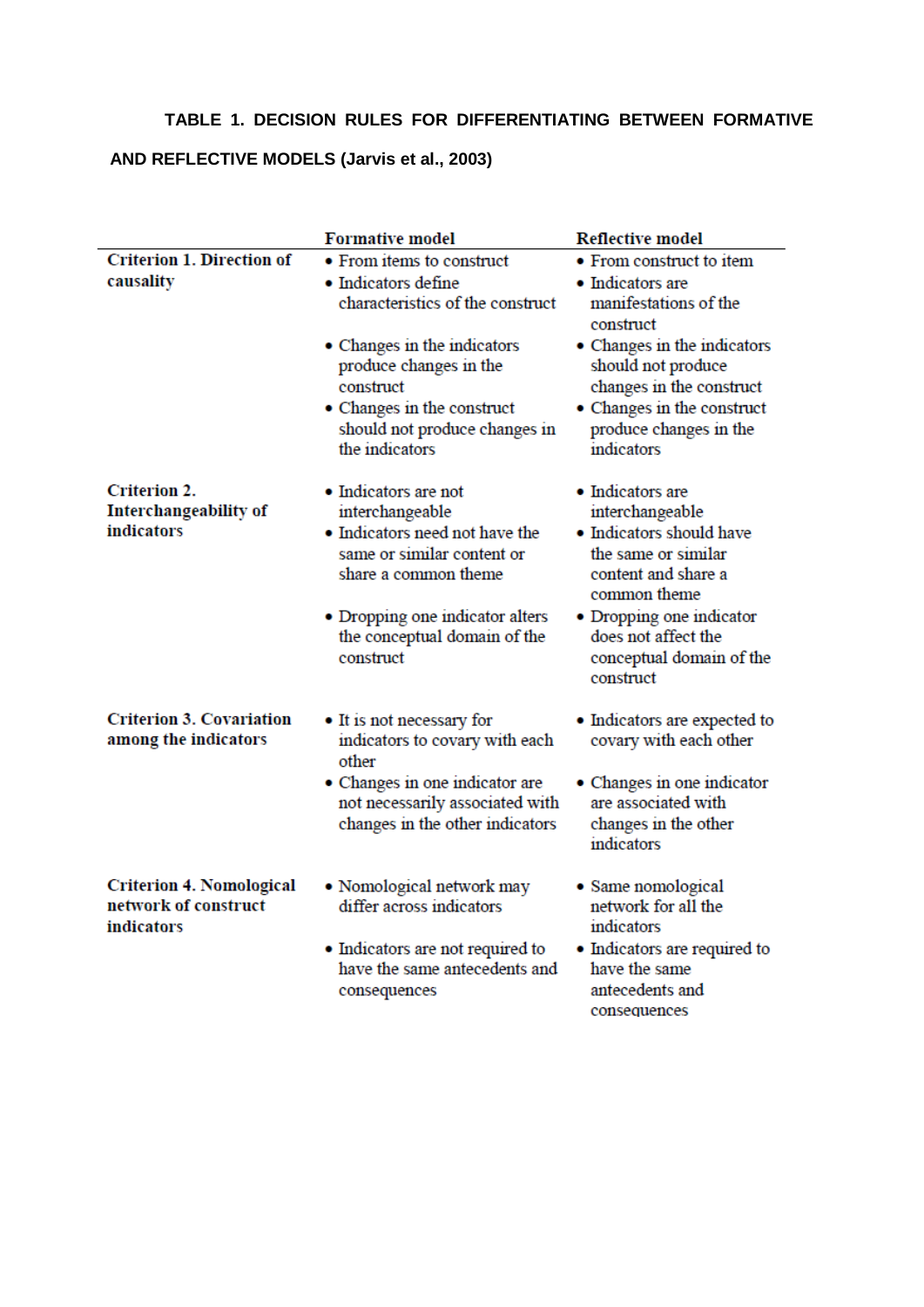**TABLE 1. DECISION RULES FOR DIFFERENTIATING BETWEEN FORMATIVE AND REFLECTIVE MODELS (Jarvis et al., 2003)**

| | Formative model | Reflective model |
|---|---|---|
| **Criterion 1. Direction of causality** | • From items to construct<br>• Indicators define characteristics of the construct<br>• Changes in the indicators produce changes in the construct<br>• Changes in the construct should not produce changes in the indicators | • From construct to item<br>• Indicators are manifestations of the construct<br>• Changes in the indicators should not produce changes in the construct<br>• Changes in the construct produce changes in the indicators |
| **Criterion 2. Interchangeability of indicators** | • Indicators are not interchangeable<br>• Indicators need not have the same or similar content or share a common theme<br>• Dropping one indicator alters the conceptual domain of the construct | • Indicators are interchangeable<br>• Indicators should have the same or similar content and share a common theme<br>• Dropping one indicator does not affect the conceptual domain of the construct |
| **Criterion 3. Covariation among the indicators** | • It is not necessary for indicators to covary with each other<br>• Changes in one indicator are not necessarily associated with changes in the other indicators | • Indicators are expected to covary with each other<br>• Changes in one indicator are associated with changes in the other indicators |
| **Criterion 4. Nomological network of construct indicators** | • Nomological network may differ across indicators<br>• Indicators are not required to have the same antecedents and consequences | • Same nomological network for all the indicators<br>• Indicators are required to have the same antecedents and consequences |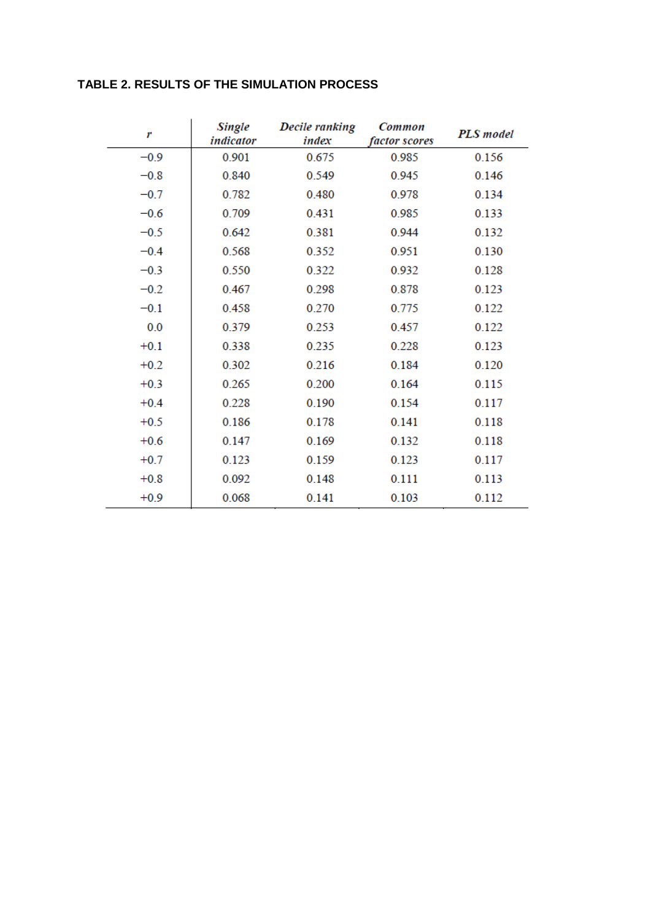**TABLE 2. RESULTS OF THE SIMULATION PROCESS**

| *r* | *Single indicator* | *Decile ranking index* | *Common factor scores* | *PLS model* |
|---|---|---|---|---|
| −0.9 | 0.901 | 0.675 | 0.985 | 0.156 |
| −0.8 | 0.840 | 0.549 | 0.945 | 0.146 |
| −0.7 | 0.782 | 0.480 | 0.978 | 0.134 |
| −0.6 | 0.709 | 0.431 | 0.985 | 0.133 |
| −0.5 | 0.642 | 0.381 | 0.944 | 0.132 |
| −0.4 | 0.568 | 0.352 | 0.951 | 0.130 |
| −0.3 | 0.550 | 0.322 | 0.932 | 0.128 |
| −0.2 | 0.467 | 0.298 | 0.878 | 0.123 |
| −0.1 | 0.458 | 0.270 | 0.775 | 0.122 |
| 0.0 | 0.379 | 0.253 | 0.457 | 0.122 |
| +0.1 | 0.338 | 0.235 | 0.228 | 0.123 |
| +0.2 | 0.302 | 0.216 | 0.184 | 0.120 |
| +0.3 | 0.265 | 0.200 | 0.164 | 0.115 |
| +0.4 | 0.228 | 0.190 | 0.154 | 0.117 |
| +0.5 | 0.186 | 0.178 | 0.141 | 0.118 |
| +0.6 | 0.147 | 0.169 | 0.132 | 0.118 |
| +0.7 | 0.123 | 0.159 | 0.123 | 0.117 |
| +0.8 | 0.092 | 0.148 | 0.111 | 0.113 |
| +0.9 | 0.068 | 0.141 | 0.103 | 0.112 |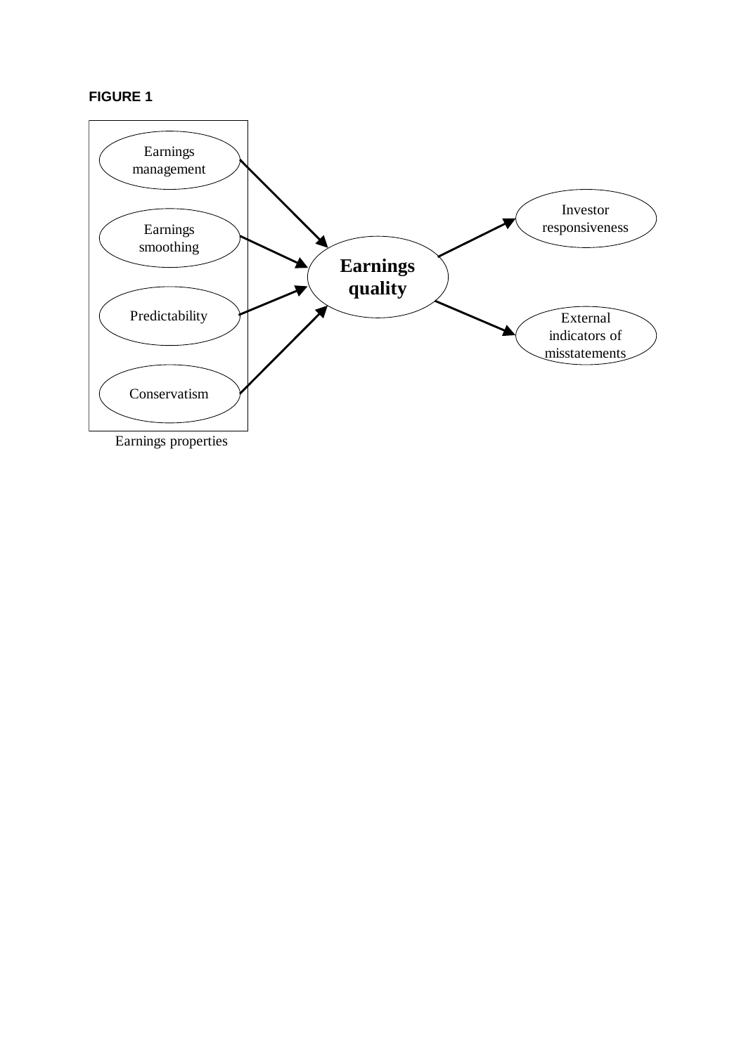**FIGURE 1**

Earnings management

Earnings smoothing

Predictability

Conservatism

Earnings properties

**Earnings quality**

Investor responsiveness

External indicators of misstatements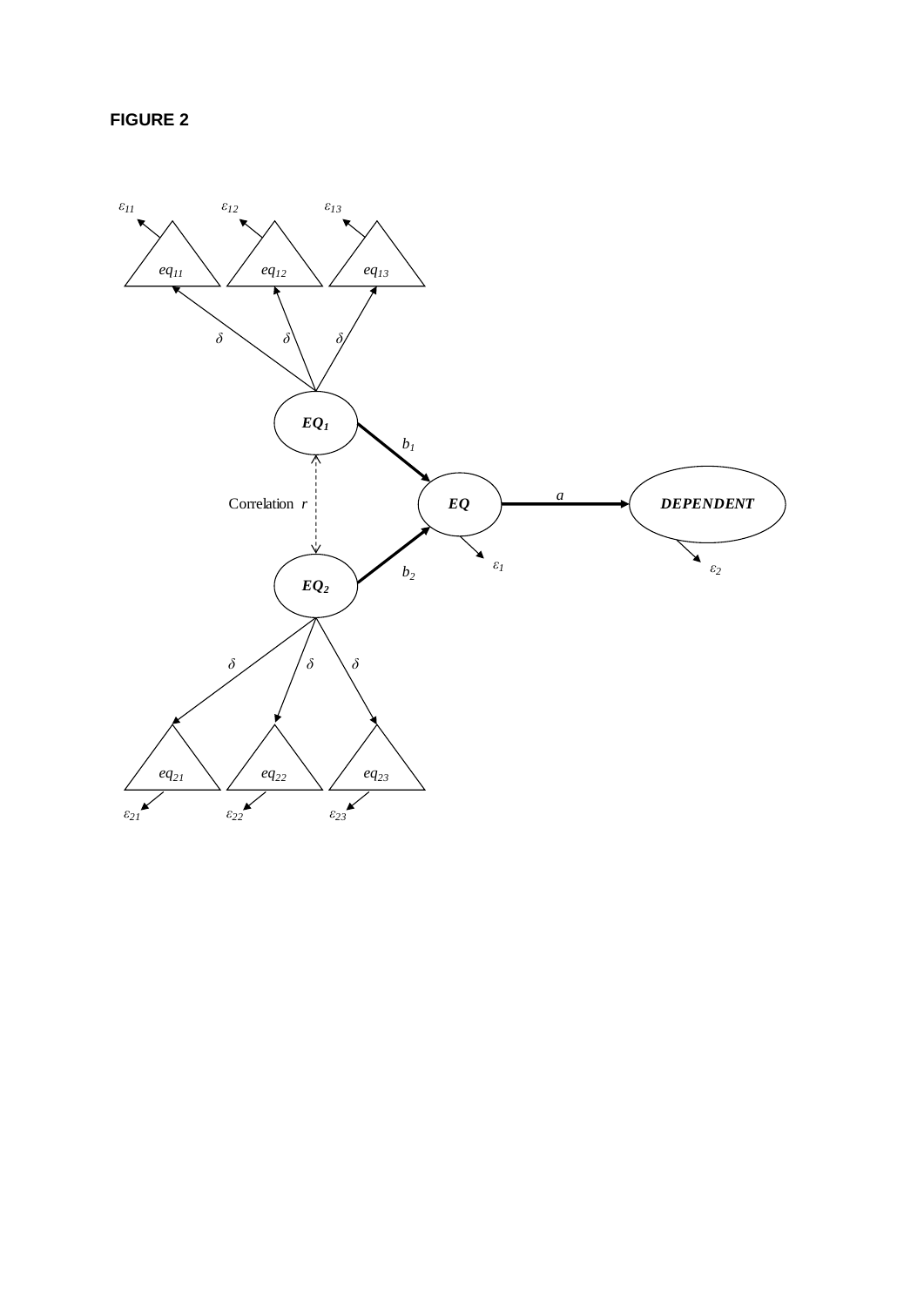**FIGURE 2**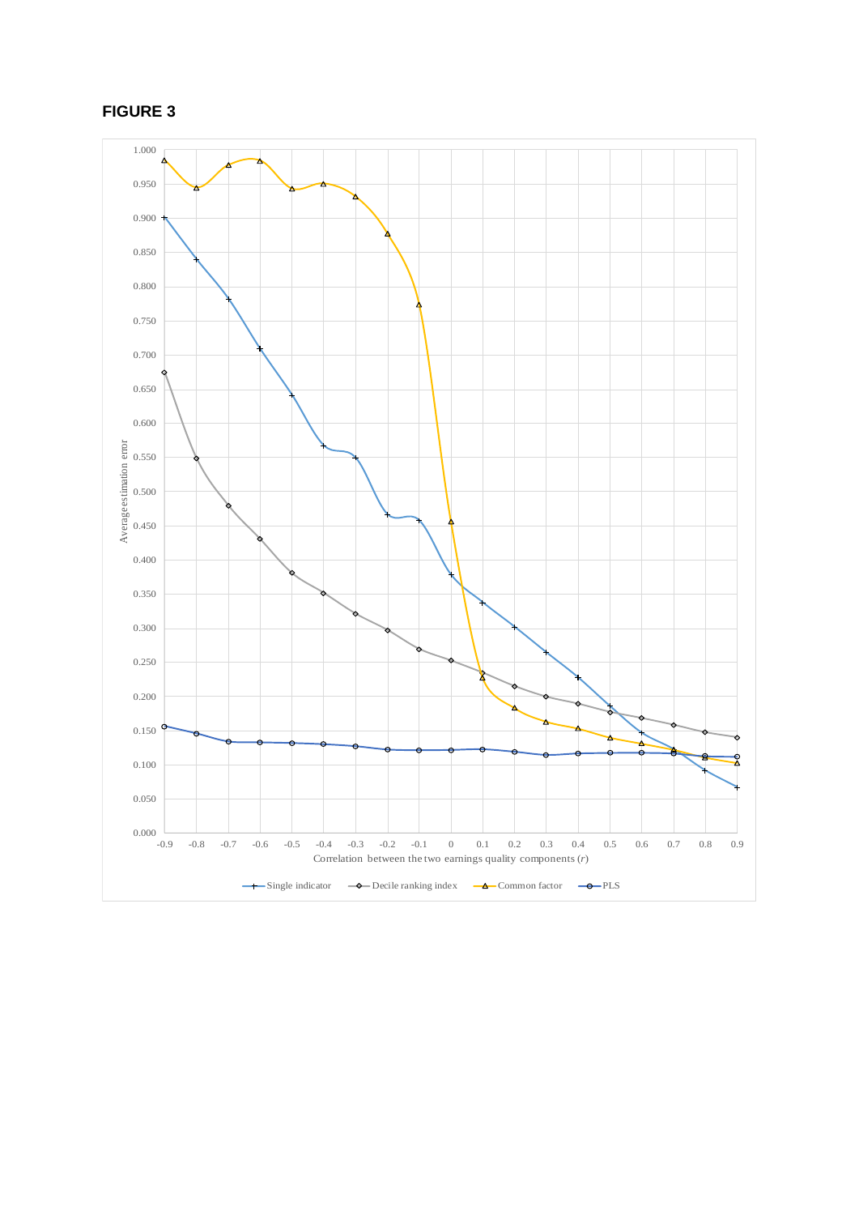**FIGURE 3**

1.000
0.950
0.900
0.850
0.800
0.750
0.700
0.650
0.600
0.550
0.500
0.450
0.400
0.350
0.300
0.250
0.200
0.150
0.100
0.050
0.000

Average estimation error

-0.9 -0.8 -0.7 -0.6 -0.5 -0.4 -0.3 -0.2 -0.1 0 0.1 0.2 0.3 0.4 0.5 0.6 0.7 0.8 0.9

Correlation between the two earnings quality components ($r$)

Single indicator — Decile ranking index — Common factor — PLS